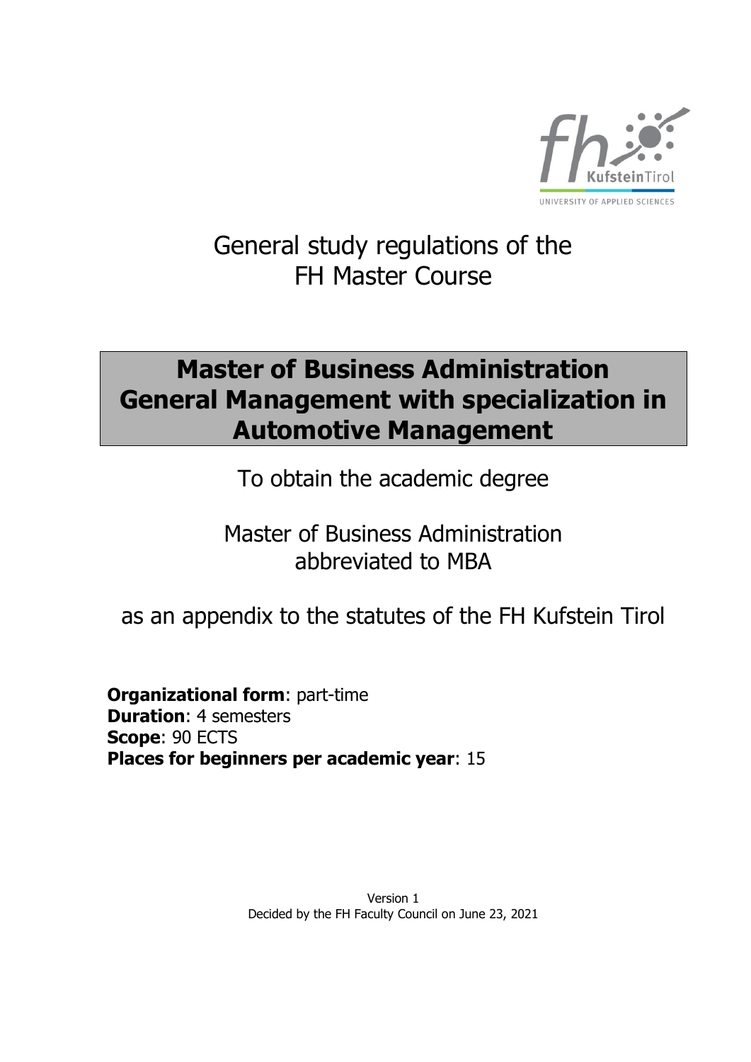General study regulations of the FH Master Course

# Master of Business Administration General Management with specialization in Automotive Management

To obtain the academic degree

Master of Business Administration
abbreviated to MBA

as an appendix to the statutes of the FH Kufstein Tirol

**Organizational form**: part-time
**Duration**: 4 semesters
**Scope**: 90 ECTS
**Places for beginners per academic year**: 15

Version 1
Decided by the FH Faculty Council on June 23, 2021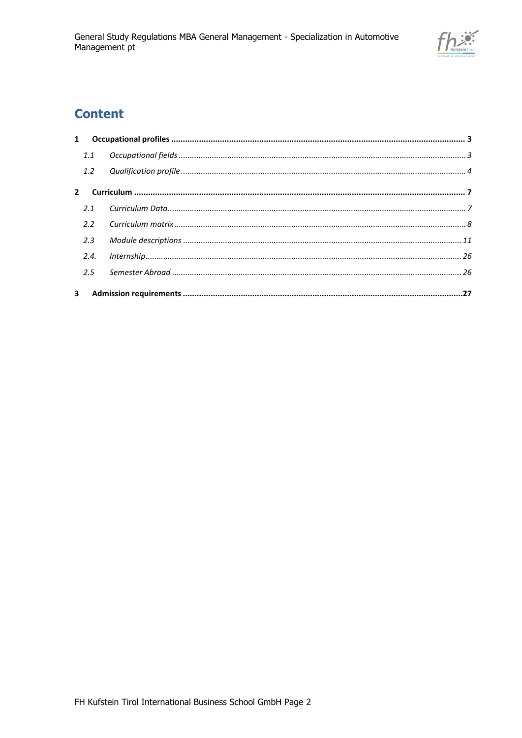# Content

**1 Occupational profiles ........................................................................................................................ 3**

*1.1 Occupational fields ........................................................................................................................ 3*

*1.2 Qualification profile ........................................................................................................................ 4*

**2 Curriculum ........................................................................................................................................ 7**

*2.1 Curriculum Data ............................................................................................................................. 7*

*2.2 Curriculum matrix .......................................................................................................................... 8*

*2.3 Module descriptions ...................................................................................................................... 11*

*2.4. Internship ...................................................................................................................................... 26*

*2.5 Semester Abroad ........................................................................................................................... 26*

**3 Admission requirements ................................................................................................................ 27**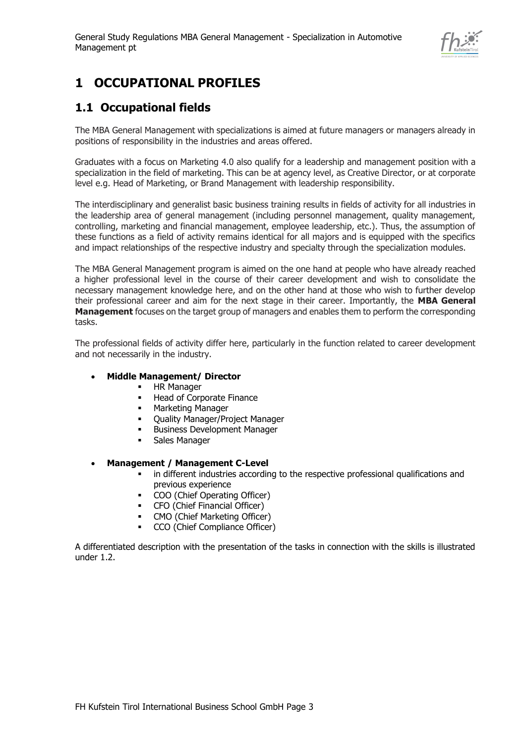# 1 OCCUPATIONAL PROFILES

## 1.1 Occupational fields

The MBA General Management with specializations is aimed at future managers or managers already in positions of responsibility in the industries and areas offered.

Graduates with a focus on Marketing 4.0 also qualify for a leadership and management position with a specialization in the field of marketing. This can be at agency level, as Creative Director, or at corporate level e.g. Head of Marketing, or Brand Management with leadership responsibility.

The interdisciplinary and generalist basic business training results in fields of activity for all industries in the leadership area of general management (including personnel management, quality management, controlling, marketing and financial management, employee leadership, etc.). Thus, the assumption of these functions as a field of activity remains identical for all majors and is equipped with the specifics and impact relationships of the respective industry and specialty through the specialization modules.

The MBA General Management program is aimed on the one hand at people who have already reached a higher professional level in the course of their career development and wish to consolidate the necessary management knowledge here, and on the other hand at those who wish to further develop their professional career and aim for the next stage in their career. Importantly, the **MBA General Management** focuses on the target group of managers and enables them to perform the corresponding tasks.

The professional fields of activity differ here, particularly in the function related to career development and not necessarily in the industry.

- **Middle Management/ Director**
  - HR Manager
  - Head of Corporate Finance
  - Marketing Manager
  - Quality Manager/Project Manager
  - Business Development Manager
  - Sales Manager

- **Management / Management C-Level**
  - in different industries according to the respective professional qualifications and previous experience
  - COO (Chief Operating Officer)
  - CFO (Chief Financial Officer)
  - CMO (Chief Marketing Officer)
  - CCO (Chief Compliance Officer)

A differentiated description with the presentation of the tasks in connection with the skills is illustrated under 1.2.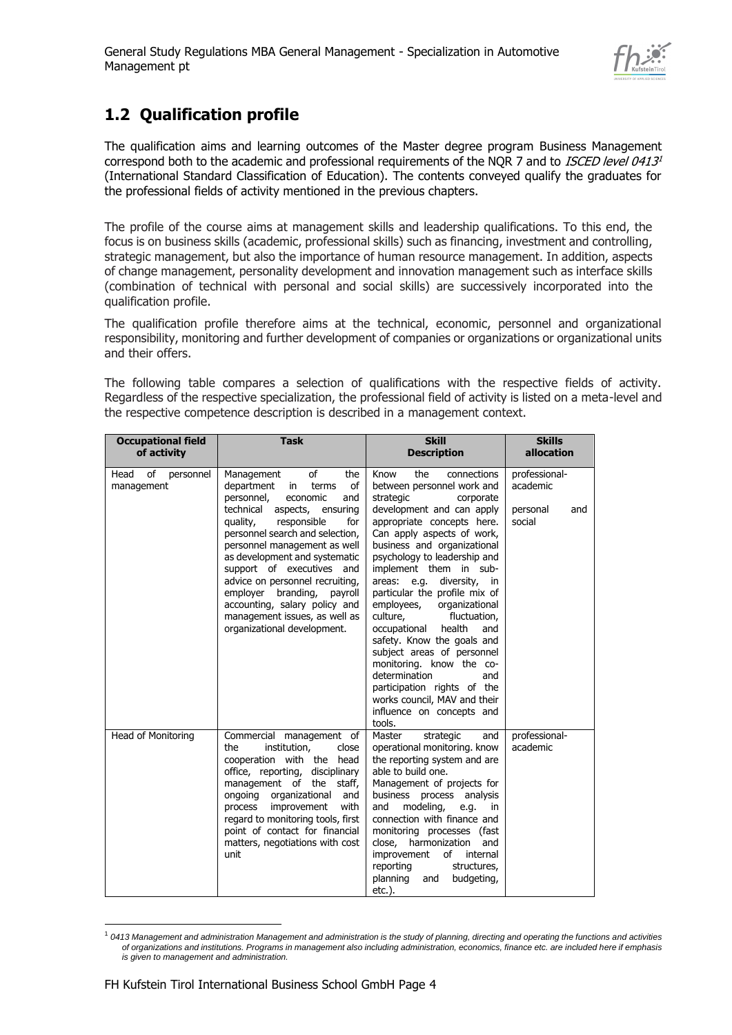## 1.2 Qualification profile

The qualification aims and learning outcomes of the Master degree program Business Management correspond both to the academic and professional requirements of the NQR 7 and to *ISCED level 0413*[1] (International Standard Classification of Education). The contents conveyed qualify the graduates for the professional fields of activity mentioned in the previous chapters.

The profile of the course aims at management skills and leadership qualifications. To this end, the focus is on business skills (academic, professional skills) such as financing, investment and controlling, strategic management, but also the importance of human resource management. In addition, aspects of change management, personality development and innovation management such as interface skills (combination of technical with personal and social skills) are successively incorporated into the qualification profile.

The qualification profile therefore aims at the technical, economic, personnel and organizational responsibility, monitoring and further development of companies or organizations or organizational units and their offers.

The following table compares a selection of qualifications with the respective fields of activity. Regardless of the respective specialization, the professional field of activity is listed on a meta-level and the respective competence description is described in a management context.

| Occupational field of activity | Task | Skill Description | Skills allocation |
|---|---|---|---|
| Head of personnel management | Management of the department in terms of personnel, economic and technical aspects, ensuring quality, responsible for personnel search and selection, personnel management as well as development and systematic support of executives and advice on personnel recruiting, employer branding, payroll accounting, salary policy and management issues, as well as organizational development. | Know the connections between personnel work and strategic corporate development and can apply appropriate concepts here. Can apply aspects of work, business and organizational psychology to leadership and implement them in sub-areas: e.g. diversity, in particular the profile mix of employees, organizational culture, fluctuation, occupational health and safety. Know the goals and subject areas of personnel monitoring. know the co-determination and participation rights of the works council, MAV and their influence on concepts and tools. | professional-academic<br><br>personal and social |
| Head of Monitoring | Commercial management of the institution, close cooperation with the head office, reporting, disciplinary management of the staff, ongoing organizational and process improvement with regard to monitoring tools, first point of contact for financial matters, negotiations with cost unit | Master strategic and operational monitoring. know the reporting system and are able to build one.<br>Management of projects for business process analysis and modeling, e.g. in connection with finance and monitoring processes (fast close, harmonization and improvement of internal reporting structures, planning and budgeting, etc.). | professional-academic |

[1] *0413 Management and administration Management and administration is the study of planning, directing and operating the functions and activities of organizations and institutions. Programs in management also including administration, economics, finance etc. are included here if emphasis is given to management and administration.*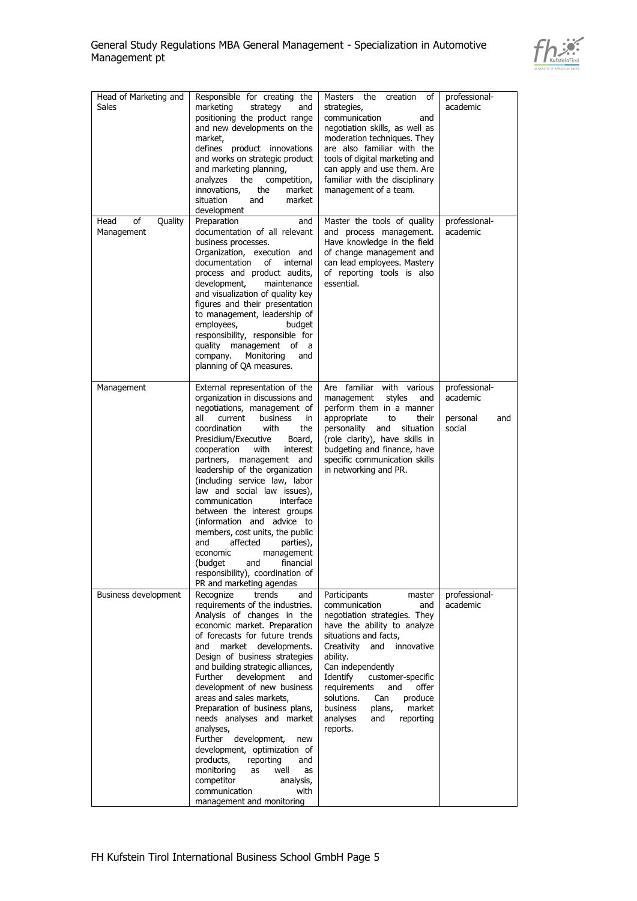| Head of Marketing and Sales | Responsible for creating the marketing strategy and positioning the product range and new developments on the market, defines product innovations and works on strategic product and marketing planning, analyzes the competition, innovations, the market situation and market development | Masters the creation of strategies, communication and negotiation skills, as well as moderation techniques. They are also familiar with the tools of digital marketing and can apply and use them. Are familiar with the disciplinary management of a team. | professional-academic |
|---|---|---|---|
| Head of Quality Management | Preparation and documentation of all relevant business processes. Organization, execution and documentation of internal process and product audits, development, maintenance and visualization of quality key figures and their presentation to management, leadership of employees, budget responsibility, responsible for quality management of a company. Monitoring and planning of QA measures. | Master the tools of quality and process management. Have knowledge in the field of change management and can lead employees. Mastery of reporting tools is also essential. | professional-academic |
| Management | External representation of the organization in discussions and negotiations, management of all current business in coordination with the Presidium/Executive Board, cooperation with interest partners, management and leadership of the organization (including service law, labor law and social law issues), communication interface between the interest groups (information and advice to members, cost units, the public and affected parties), economic management (budget and financial responsibility), coordination of PR and marketing agendas | Are familiar with various management styles and perform them in a manner appropriate to their personality and situation (role clarity), have skills in budgeting and finance, have specific communication skills in networking and PR. | professional-academic<br><br>personal and social |
| Business development | Recognize trends and requirements of the industries. Analysis of changes in the economic market. Preparation of forecasts for future trends and market developments. Design of business strategies and building strategic alliances, Further development and development of new business areas and sales markets, Preparation of business plans, needs analyses and market analyses, Further development, new development, optimization of products, reporting and monitoring as well as competitor analysis, communication with management and monitoring | Participants master communication and negotiation strategies. They have the ability to analyze situations and facts, Creativity and innovative ability. Can independently Identify customer-specific requirements and offer solutions. Can produce business plans, market analyses and reporting reports. | professional-academic |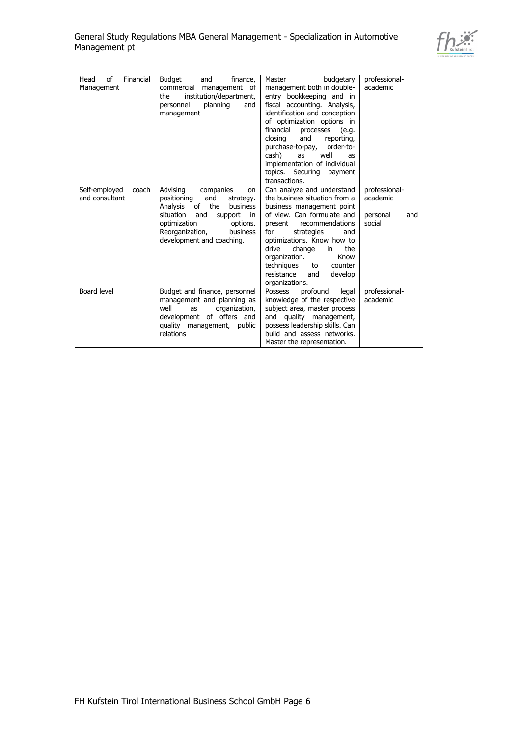| Head of Financial Management | Budget and finance, commercial management of the institution/department, personnel planning and management | Master budgetary management both in double-entry bookkeeping and in fiscal accounting. Analysis, identification and conception of optimization options in financial processes (e.g. closing and reporting, purchase-to-pay, order-to-cash) as well as implementation of individual topics. Securing payment transactions. | professional-academic |
|---|---|---|---|
| Self-employed coach and consultant | Advising companies on positioning and strategy. Analysis of the business situation and support in optimization options. Reorganization, business development and coaching. | Can analyze and understand the business situation from a business management point of view. Can formulate and present recommendations for strategies and optimizations. Know how to drive change in the organization. Know techniques to counter resistance and develop organizations. | professional-academic<br><br>personal and social |
| Board level | Budget and finance, personnel management and planning as well as organization, development of offers and quality management, public relations | Possess profound legal knowledge of the respective subject area, master process and quality management, possess leadership skills. Can build and assess networks. Master the representation. | professional-academic |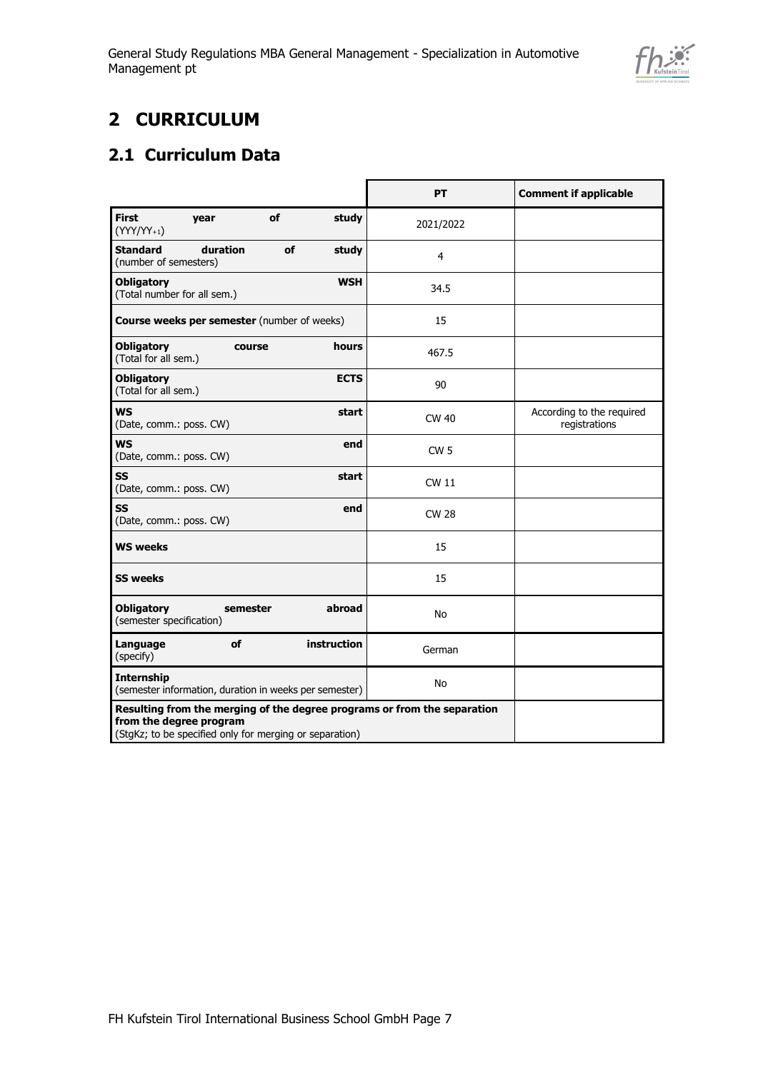# 2 CURRICULUM

## 2.1 Curriculum Data

| | PT | Comment if applicable |
|---|---|---|
| **First year of study** (YYY/YY+1) | 2021/2022 | |
| **Standard duration of study** (number of semesters) | 4 | |
| **Obligatory WSH** (Total number for all sem.) | 34.5 | |
| **Course weeks per semester** (number of weeks) | 15 | |
| **Obligatory course hours** (Total for all sem.) | 467.5 | |
| **Obligatory ECTS** (Total for all sem.) | 90 | |
| **WS start** (Date, comm.: poss. CW) | CW 40 | According to the required registrations |
| **WS end** (Date, comm.: poss. CW) | CW 5 | |
| **SS start** (Date, comm.: poss. CW) | CW 11 | |
| **SS end** (Date, comm.: poss. CW) | CW 28 | |
| **WS weeks** | 15 | |
| **SS weeks** | 15 | |
| **Obligatory semester abroad** (semester specification) | No | |
| **Language of instruction** (specify) | German | |
| **Internship** (semester information, duration in weeks per semester) | No | |
| **Resulting from the merging of the degree programs or from the separation from the degree program** (StgKz; to be specified only for merging or separation) | | |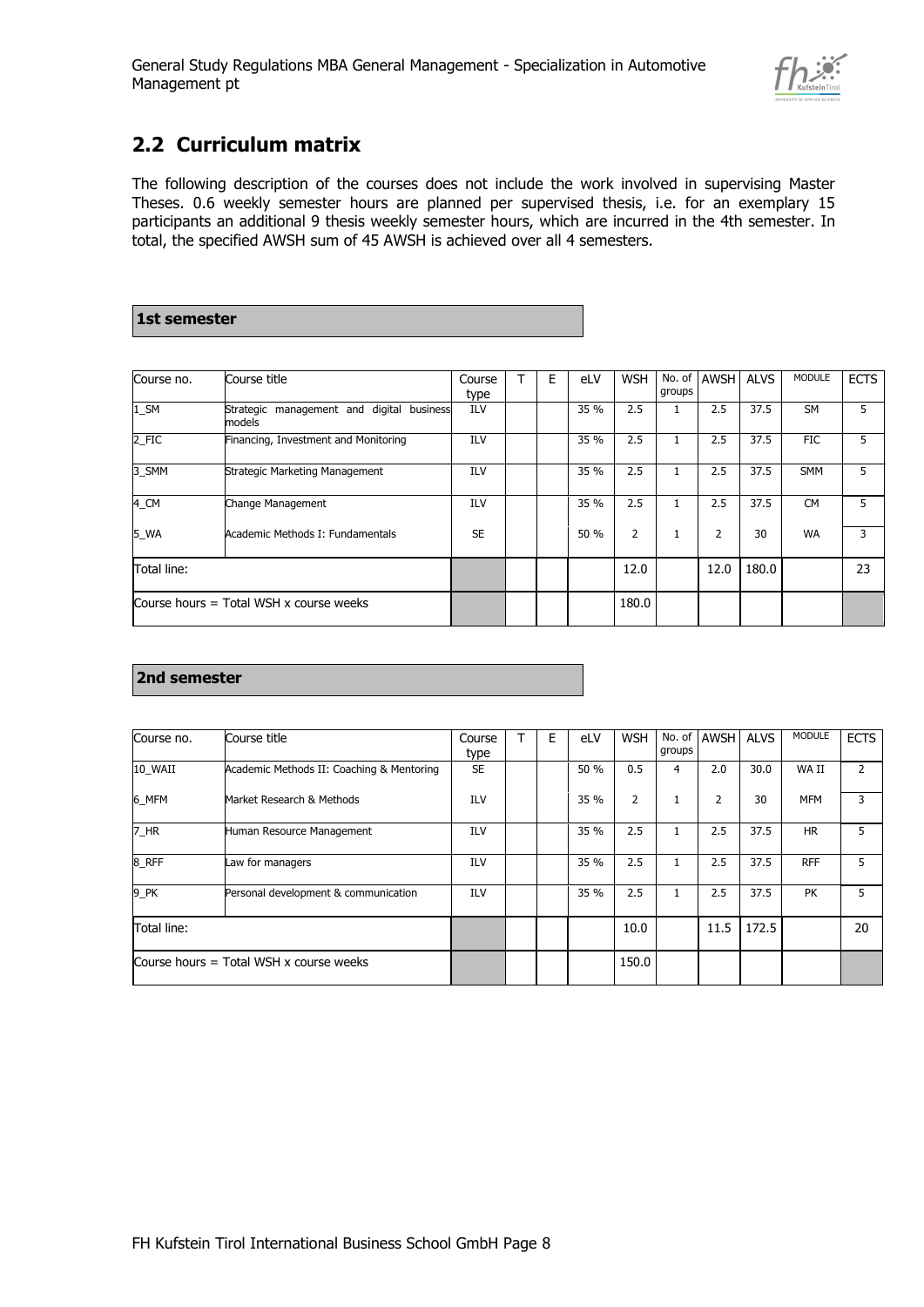## 2.2 Curriculum matrix

The following description of the courses does not include the work involved in supervising Master Theses. 0.6 weekly semester hours are planned per supervised thesis, i.e. for an exemplary 15 participants an additional 9 thesis weekly semester hours, which are incurred in the 4th semester. In total, the specified AWSH sum of 45 AWSH is achieved over all 4 semesters.

**1st semester**

| Course no. | Course title | Course type | T | E | eLV | WSH | No. of groups | AWSH | ALVS | MODULE | ECTS |
|---|---|---|---|---|---|---|---|---|---|---|---|
| 1_SM | Strategic management and digital business models | ILV | | | 35 % | 2.5 | 1 | 2.5 | 37.5 | SM | 5 |
| 2_FIC | Financing, Investment and Monitoring | ILV | | | 35 % | 2.5 | 1 | 2.5 | 37.5 | FIC | 5 |
| 3_SMM | Strategic Marketing Management | ILV | | | 35 % | 2.5 | 1 | 2.5 | 37.5 | SMM | 5 |
| 4_CM | Change Management | ILV | | | 35 % | 2.5 | 1 | 2.5 | 37.5 | CM | 5 |
| 5_WA | Academic Methods I: Fundamentals | SE | | | 50 % | 2 | 1 | 2 | 30 | WA | 3 |
| Total line: | | | | | | 12.0 | | 12.0 | 180.0 | | 23 |
| Course hours = Total WSH x course weeks | | | | | | 180.0 | | | | | |

**2nd semester**

| Course no. | Course title | Course type | T | E | eLV | WSH | No. of groups | AWSH | ALVS | MODULE | ECTS |
|---|---|---|---|---|---|---|---|---|---|---|---|
| 10_WAII | Academic Methods II: Coaching & Mentoring | SE | | | 50 % | 0.5 | 4 | 2.0 | 30.0 | WA II | 2 |
| 6_MFM | Market Research & Methods | ILV | | | 35 % | 2 | 1 | 2 | 30 | MFM | 3 |
| 7_HR | Human Resource Management | ILV | | | 35 % | 2.5 | 1 | 2.5 | 37.5 | HR | 5 |
| 8_RFF | Law for managers | ILV | | | 35 % | 2.5 | 1 | 2.5 | 37.5 | RFF | 5 |
| 9_PK | Personal development & communication | ILV | | | 35 % | 2.5 | 1 | 2.5 | 37.5 | PK | 5 |
| Total line: | | | | | | 10.0 | | 11.5 | 172.5 | | 20 |
| Course hours = Total WSH x course weeks | | | | | | 150.0 | | | | | |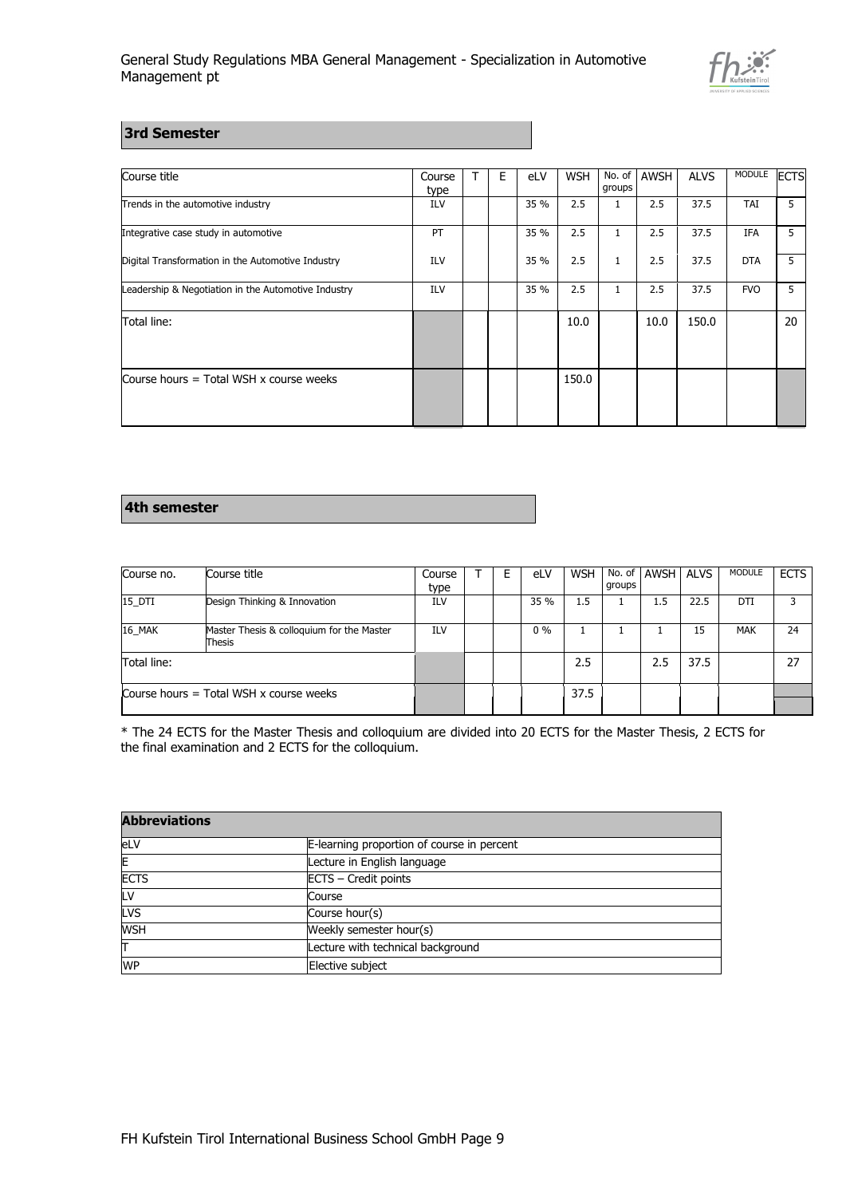## 3rd Semester

| Course title | Course type | T | E | eLV | WSH | No. of groups | AWSH | ALVS | MODULE | ECTS |
|---|---|---|---|---|---|---|---|---|---|---|
| Trends in the automotive industry | ILV | | | 35 % | 2.5 | 1 | 2.5 | 37.5 | TAI | 5 |
| Integrative case study in automotive | PT | | | 35 % | 2.5 | 1 | 2.5 | 37.5 | IFA | 5 |
| Digital Transformation in the Automotive Industry | ILV | | | 35 % | 2.5 | 1 | 2.5 | 37.5 | DTA | 5 |
| Leadership & Negotiation in the Automotive Industry | ILV | | | 35 % | 2.5 | 1 | 2.5 | 37.5 | FVO | 5 |
| Total line: | | | | | 10.0 | | 10.0 | 150.0 | | 20 |
| Course hours = Total WSH x course weeks | | | | | 150.0 | | | | | |

## 4th semester

| Course no. | Course title | Course type | T | E | eLV | WSH | No. of groups | AWSH | ALVS | MODULE | ECTS |
|---|---|---|---|---|---|---|---|---|---|---|---|
| 15_DTI | Design Thinking & Innovation | ILV | | | 35 % | 1.5 | 1 | 1.5 | 22.5 | DTI | 3 |
| 16_MAK | Master Thesis & colloquium for the Master Thesis | ILV | | | 0 % | 1 | 1 | 1 | 15 | MAK | 24 |
| Total line: | | | | | | 2.5 | | 2.5 | 37.5 | | 27 |
| Course hours = Total WSH x course weeks | | | | | | 37.5 | | | | | |

* The 24 ECTS for the Master Thesis and colloquium are divided into 20 ECTS for the Master Thesis, 2 ECTS for the final examination and 2 ECTS for the colloquium.

| Abbreviations | |
|---|---|
| eLV | E-learning proportion of course in percent |
| E | Lecture in English language |
| ECTS | ECTS – Credit points |
| LV | Course |
| LVS | Course hour(s) |
| WSH | Weekly semester hour(s) |
| T | Lecture with technical background |
| WP | Elective subject |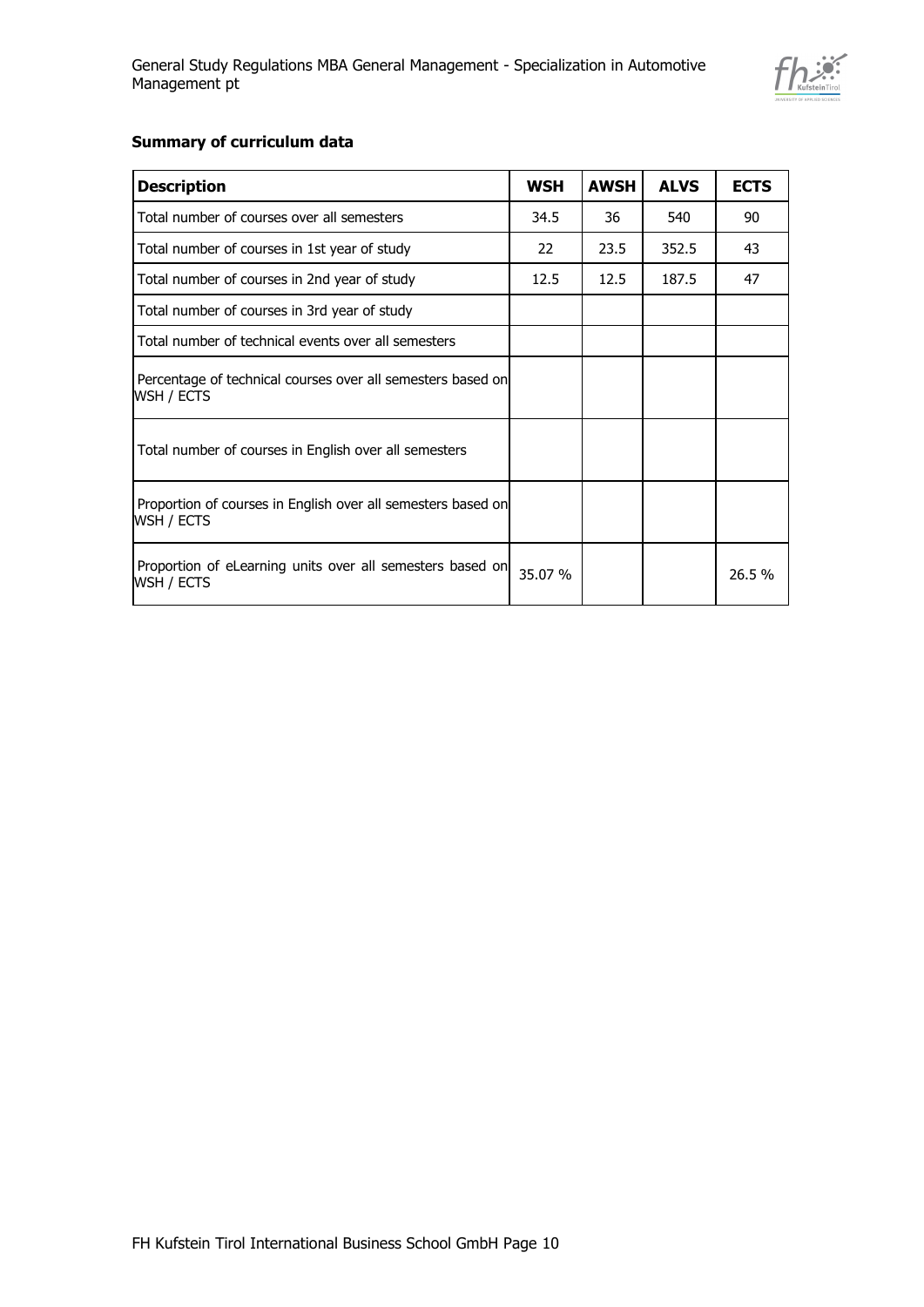**Summary of curriculum data**

| Description | WSH | AWSH | ALVS | ECTS |
|---|---|---|---|---|
| Total number of courses over all semesters | 34.5 | 36 | 540 | 90 |
| Total number of courses in 1st year of study | 22 | 23.5 | 352.5 | 43 |
| Total number of courses in 2nd year of study | 12.5 | 12.5 | 187.5 | 47 |
| Total number of courses in 3rd year of study | | | | |
| Total number of technical events over all semesters | | | | |
| Percentage of technical courses over all semesters based on WSH / ECTS | | | | |
| Total number of courses in English over all semesters | | | | |
| Proportion of courses in English over all semesters based on WSH / ECTS | | | | |
| Proportion of eLearning units over all semesters based on WSH / ECTS | 35.07 % | | | 26.5 % |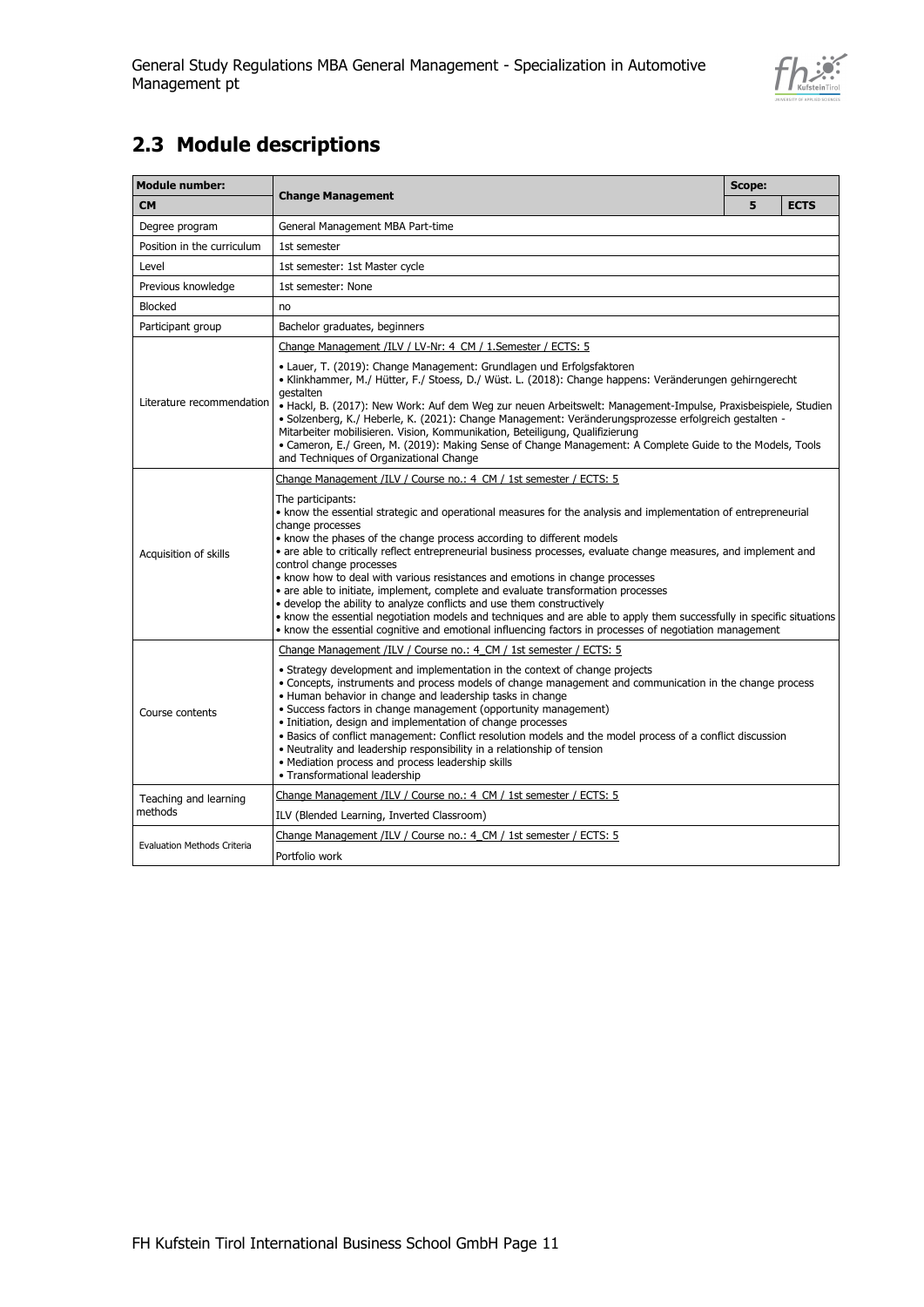## 2.3 Module descriptions

| Module number: | Change Management | Scope: | |
|---|---|---|---|
| **CM** | | **5** | **ECTS** |
| Degree program | General Management MBA Part-time | | |
| Position in the curriculum | 1st semester | | |
| Level | 1st semester: 1st Master cycle | | |
| Previous knowledge | 1st semester: None | | |
| Blocked | no | | |
| Participant group | Bachelor graduates, beginners | | |
| Literature recommendation | Change Management /ILV / LV-Nr: 4_CM / 1.Semester / ECTS: 5<br><br>• Lauer, T. (2019): Change Management: Grundlagen und Erfolgsfaktoren<br>• Klinkhammer, M./ Hütter, F./ Stoess, D./ Wüst. L. (2018): Change happens: Veränderungen gehirngerecht gestalten<br>• Hackl, B. (2017): New Work: Auf dem Weg zur neuen Arbeitswelt: Management-Impulse, Praxisbeispiele, Studien<br>• Solzenberg, K./ Heberle, K. (2021): Change Management: Veränderungsprozesse erfolgreich gestalten - Mitarbeiter mobilisieren. Vision, Kommunikation, Beteiligung, Qualifizierung<br>• Cameron, E./ Green, M. (2019): Making Sense of Change Management: A Complete Guide to the Models, Tools and Techniques of Organizational Change | | |
| Acquisition of skills | Change Management /ILV / Course no.: 4_CM / 1st semester / ECTS: 5<br><br>The participants:<br>• know the essential strategic and operational measures for the analysis and implementation of entrepreneurial change processes<br>• know the phases of the change process according to different models<br>• are able to critically reflect entrepreneurial business processes, evaluate change measures, and implement and control change processes<br>• know how to deal with various resistances and emotions in change processes<br>• are able to initiate, implement, complete and evaluate transformation processes<br>• develop the ability to analyze conflicts and use them constructively<br>• know the essential negotiation models and techniques and are able to apply them successfully in specific situations<br>• know the essential cognitive and emotional influencing factors in processes of negotiation management | | |
| Course contents | Change Management /ILV / Course no.: 4_CM / 1st semester / ECTS: 5<br><br>• Strategy development and implementation in the context of change projects<br>• Concepts, instruments and process models of change management and communication in the change process<br>• Human behavior in change and leadership tasks in change<br>• Success factors in change management (opportunity management)<br>• Initiation, design and implementation of change processes<br>• Basics of conflict management: Conflict resolution models and the model process of a conflict discussion<br>• Neutrality and leadership responsibility in a relationship of tension<br>• Mediation process and process leadership skills<br>• Transformational leadership | | |
| Teaching and learning methods | Change Management /ILV / Course no.: 4_CM / 1st semester / ECTS: 5<br><br>ILV (Blended Learning, Inverted Classroom) | | |
| Evaluation Methods Criteria | Change Management /ILV / Course no.: 4_CM / 1st semester / ECTS: 5<br><br>Portfolio work | | |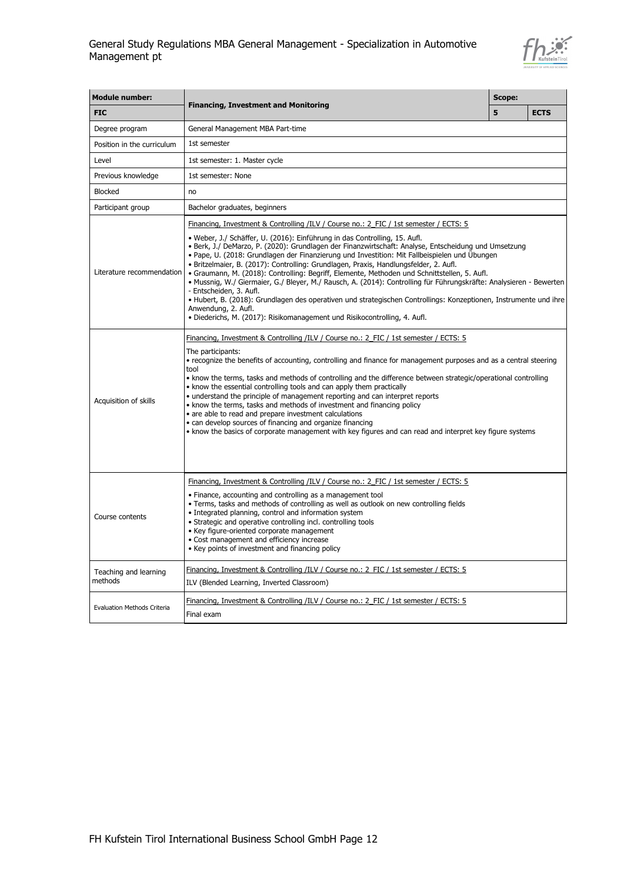| Module number: | Financing, Investment and Monitoring | Scope: | |
|---|---|---|---|
| FIC | | 5 | ECTS |
| Degree program | General Management MBA Part-time | | |
| Position in the curriculum | 1st semester | | |
| Level | 1st semester: 1. Master cycle | | |
| Previous knowledge | 1st semester: None | | |
| Blocked | no | | |
| Participant group | Bachelor graduates, beginners | | |
| Literature recommendation | Financing, Investment & Controlling /ILV / Course no.: 2_FIC / 1st semester / ECTS: 5<br><br>• Weber, J./ Schäffer, U. (2016): Einführung in das Controlling, 15. Aufl.<br>• Berk, J./ DeMarzo, P. (2020): Grundlagen der Finanzwirtschaft: Analyse, Entscheidung und Umsetzung<br>• Pape, U. (2018: Grundlagen der Finanzierung und Investition: Mit Fallbeispielen und Übungen<br>• Britzelmaier, B. (2017): Controlling: Grundlagen, Praxis, Handlungsfelder, 2. Aufl.<br>• Graumann, M. (2018): Controlling: Begriff, Elemente, Methoden und Schnittstellen, 5. Aufl.<br>• Mussnig, W./ Giermaier, G./ Bleyer, M./ Rausch, A. (2014): Controlling für Führungskräfte: Analysieren - Bewerten - Entscheiden, 3. Aufl.<br>• Hubert, B. (2018): Grundlagen des operativen und strategischen Controllings: Konzeptionen, Instrumente und ihre Anwendung, 2. Aufl.<br>• Diederichs, M. (2017): Risikomanagement und Risikocontrolling, 4. Aufl. | | |
| Acquisition of skills | Financing, Investment & Controlling /ILV / Course no.: 2_FIC / 1st semester / ECTS: 5<br><br>The participants:<br>• recognize the benefits of accounting, controlling and finance for management purposes and as a central steering tool<br>• know the terms, tasks and methods of controlling and the difference between strategic/operational controlling<br>• know the essential controlling tools and can apply them practically<br>• understand the principle of management reporting and can interpret reports<br>• know the terms, tasks and methods of investment and financing policy<br>• are able to read and prepare investment calculations<br>• can develop sources of financing and organize financing<br>• know the basics of corporate management with key figures and can read and interpret key figure systems | | |
| Course contents | Financing, Investment & Controlling /ILV / Course no.: 2_FIC / 1st semester / ECTS: 5<br><br>• Finance, accounting and controlling as a management tool<br>• Terms, tasks and methods of controlling as well as outlook on new controlling fields<br>• Integrated planning, control and information system<br>• Strategic and operative controlling incl. controlling tools<br>• Key figure-oriented corporate management<br>• Cost management and efficiency increase<br>• Key points of investment and financing policy | | |
| Teaching and learning methods | Financing, Investment & Controlling /ILV / Course no.: 2_FIC / 1st semester / ECTS: 5<br><br>ILV (Blended Learning, Inverted Classroom) | | |
| Evaluation Methods Criteria | Financing, Investment & Controlling /ILV / Course no.: 2_FIC / 1st semester / ECTS: 5<br><br>Final exam | | |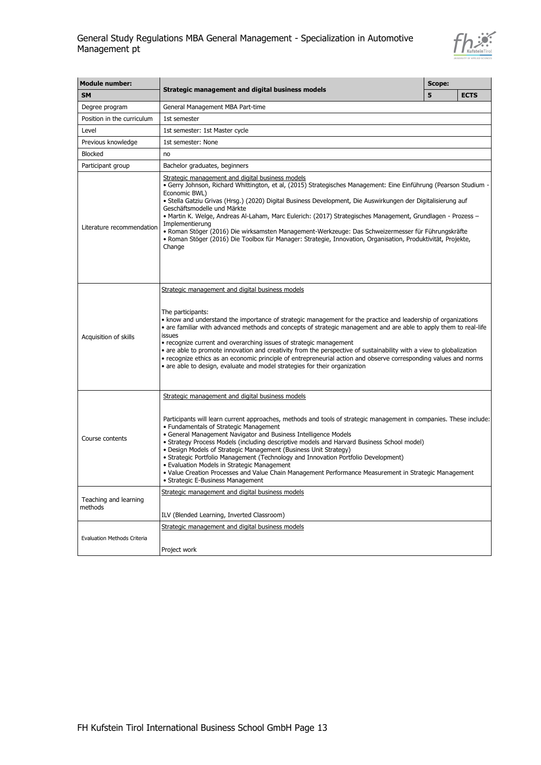| Module number: | Strategic management and digital business models | Scope: | |
|---|---|---|---|
| **SM** | | **5** | **ECTS** |
| Degree program | General Management MBA Part-time | | |
| Position in the curriculum | 1st semester | | |
| Level | 1st semester: 1st Master cycle | | |
| Previous knowledge | 1st semester: None | | |
| Blocked | no | | |
| Participant group | Bachelor graduates, beginners | | |
| Literature recommendation | Strategic management and digital business models<br>• Gerry Johnson, Richard Whittington, et al, (2015) Strategisches Management: Eine Einführung (Pearson Studium - Economic BWL)<br>• Stella Gatziu Grivas (Hrsg.) (2020) Digital Business Development, Die Auswirkungen der Digitalisierung auf Geschäftsmodelle und Märkte<br>• Martin K. Welge, Andreas Al-Laham, Marc Eulerich: (2017) Strategisches Management, Grundlagen - Prozess – Implementierung<br>• Roman Stöger (2016) Die wirksamsten Management-Werkzeuge: Das Schweizermesser für Führungskräfte<br>• Roman Stöger (2016) Die Toolbox für Manager: Strategie, Innovation, Organisation, Produktivität, Projekte, Change | | |
| Acquisition of skills | Strategic management and digital business models<br><br>The participants:<br>• know and understand the importance of strategic management for the practice and leadership of organizations<br>• are familiar with advanced methods and concepts of strategic management and are able to apply them to real-life issues<br>• recognize current and overarching issues of strategic management<br>• are able to promote innovation and creativity from the perspective of sustainability with a view to globalization<br>• recognize ethics as an economic principle of entrepreneurial action and observe corresponding values and norms<br>• are able to design, evaluate and model strategies for their organization | | |
| Course contents | Strategic management and digital business models<br><br>Participants will learn current approaches, methods and tools of strategic management in companies. These include:<br>• Fundamentals of Strategic Management<br>• General Management Navigator and Business Intelligence Models<br>• Strategy Process Models (including descriptive models and Harvard Business School model)<br>• Design Models of Strategic Management (Business Unit Strategy)<br>• Strategic Portfolio Management (Technology and Innovation Portfolio Development)<br>• Evaluation Models in Strategic Management<br>• Value Creation Processes and Value Chain Management Performance Measurement in Strategic Management<br>• Strategic E-Business Management | | |
| Teaching and learning methods | Strategic management and digital business models<br><br>ILV (Blended Learning, Inverted Classroom) | | |
| Evaluation Methods Criteria | Strategic management and digital business models<br><br>Project work | | |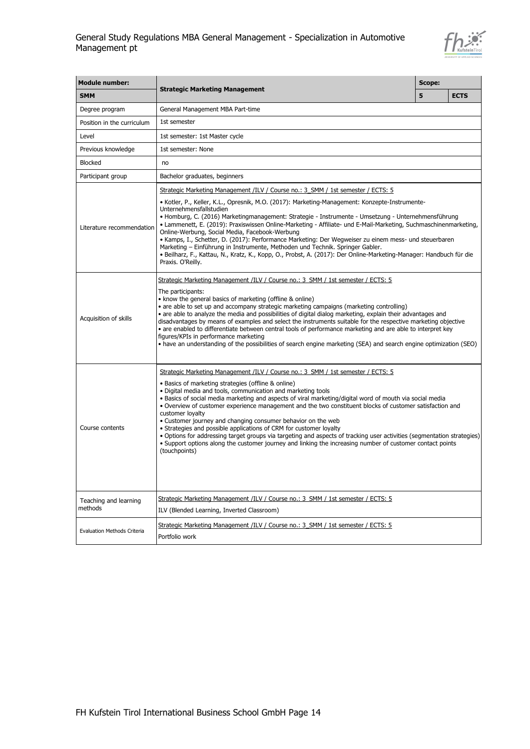| Module number: | Strategic Marketing Management | Scope: | |
|---|---|---|---|
| **SMM** | | **5** | **ECTS** |
| Degree program | General Management MBA Part-time | | |
| Position in the curriculum | 1st semester | | |
| Level | 1st semester: 1st Master cycle | | |
| Previous knowledge | 1st semester: None | | |
| Blocked | no | | |
| Participant group | Bachelor graduates, beginners | | |
| Literature recommendation | Strategic Marketing Management /ILV / Course no.: 3_SMM / 1st semester / ECTS: 5<br><br>• Kotler, P., Keller, K.L., Opresnik, M.O. (2017): Marketing-Management: Konzepte-Instrumente-Unternehmensfallstudien<br>• Homburg, C. (2016) Marketingmanagement: Strategie - Instrumente - Umsetzung - Unternehmensführung<br>• Lammenett, E. (2019): Praxiswissen Online-Marketing - Affiliate- und E-Mail-Marketing, Suchmaschinenmarketing, Online-Werbung, Social Media, Facebook-Werbung<br>• Kamps, I., Schetter, D. (2017): Performance Marketing: Der Wegweiser zu einem mess- und steuerbaren Marketing – Einführung in Instrumente, Methoden und Technik. Springer Gabler.<br>• Beilharz, F., Kattau, N., Kratz, K., Kopp, O., Probst, A. (2017): Der Online-Marketing-Manager: Handbuch für die Praxis. O'Reilly. | | |
| Acquisition of skills | Strategic Marketing Management /ILV / Course no.: 3_SMM / 1st semester / ECTS: 5<br><br>The participants:<br>• know the general basics of marketing (offline & online)<br>• are able to set up and accompany strategic marketing campaigns (marketing controlling)<br>• are able to analyze the media and possibilities of digital dialog marketing, explain their advantages and disadvantages by means of examples and select the instruments suitable for the respective marketing objective<br>• are enabled to differentiate between central tools of performance marketing and are able to interpret key figures/KPIs in performance marketing<br>• have an understanding of the possibilities of search engine marketing (SEA) and search engine optimization (SEO) | | |
| Course contents | Strategic Marketing Management /ILV / Course no.: 3_SMM / 1st semester / ECTS: 5<br><br>• Basics of marketing strategies (offline & online)<br>• Digital media and tools, communication and marketing tools<br>• Basics of social media marketing and aspects of viral marketing/digital word of mouth via social media<br>• Overview of customer experience management and the two constituent blocks of customer satisfaction and customer loyalty<br>• Customer journey and changing consumer behavior on the web<br>• Strategies and possible applications of CRM for customer loyalty<br>• Options for addressing target groups via targeting and aspects of tracking user activities (segmentation strategies)<br>• Support options along the customer journey and linking the increasing number of customer contact points (touchpoints) | | |
| Teaching and learning methods | Strategic Marketing Management /ILV / Course no.: 3_SMM / 1st semester / ECTS: 5<br><br>ILV (Blended Learning, Inverted Classroom) | | |
| Evaluation Methods Criteria | Strategic Marketing Management /ILV / Course no.: 3_SMM / 1st semester / ECTS: 5<br><br>Portfolio work | | |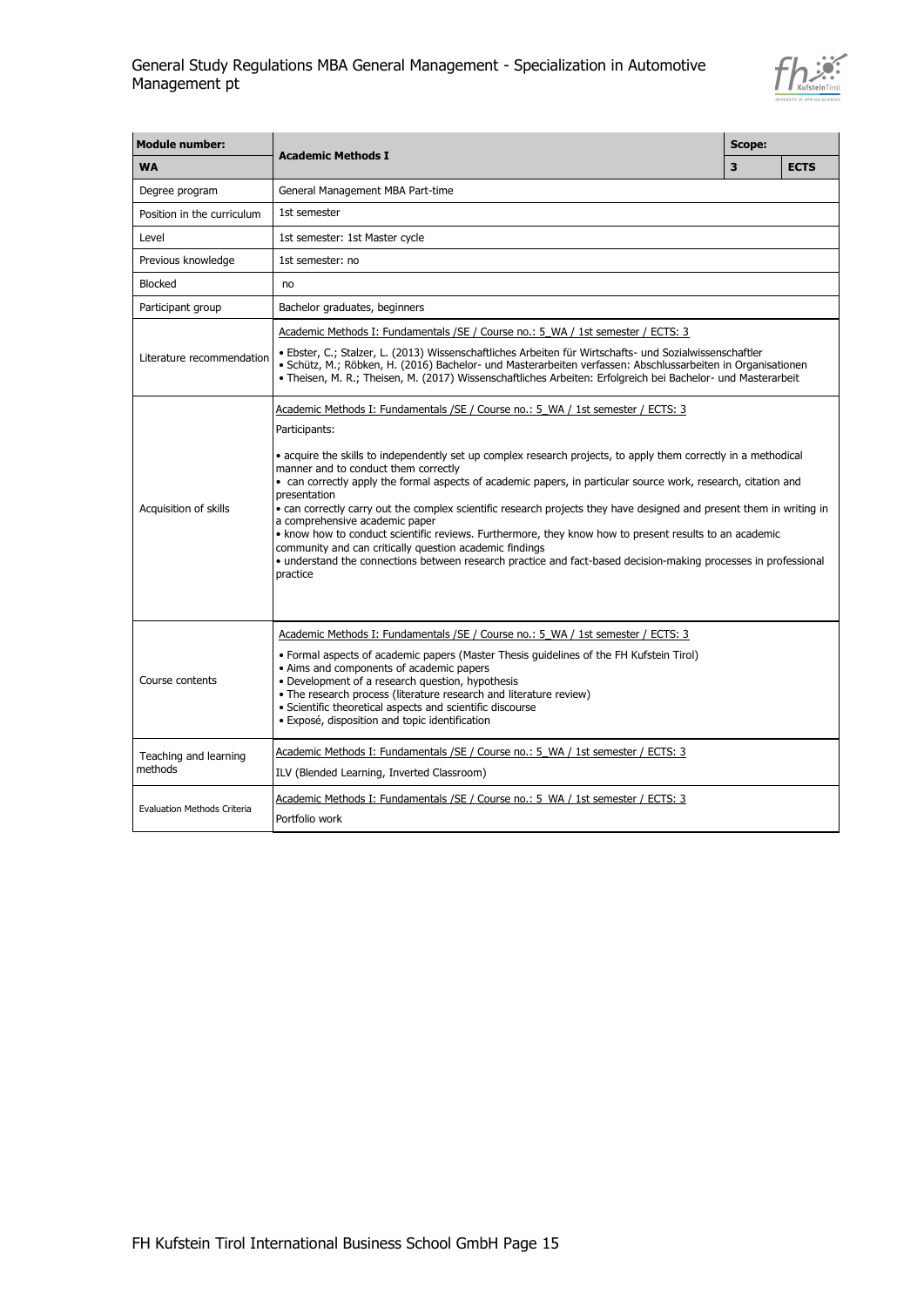| Module number: | Academic Methods I | Scope: | |
|---|---|---|---|
| WA | | 3 | ECTS |
| Degree program | General Management MBA Part-time | | |
| Position in the curriculum | 1st semester | | |
| Level | 1st semester: 1st Master cycle | | |
| Previous knowledge | 1st semester: no | | |
| Blocked | no | | |
| Participant group | Bachelor graduates, beginners | | |
| Literature recommendation | Academic Methods I: Fundamentals /SE / Course no.: 5_WA / 1st semester / ECTS: 3<br>• Ebster, C.; Stalzer, L. (2013) Wissenschaftliches Arbeiten für Wirtschafts- und Sozialwissenschaftler<br>• Schütz, M.; Röbken, H. (2016) Bachelor- und Masterarbeiten verfassen: Abschlussarbeiten in Organisationen<br>• Theisen, M. R.; Theisen, M. (2017) Wissenschaftliches Arbeiten: Erfolgreich bei Bachelor- und Masterarbeit | | |
| Acquisition of skills | Academic Methods I: Fundamentals /SE / Course no.: 5_WA / 1st semester / ECTS: 3<br>Participants:<br>• acquire the skills to independently set up complex research projects, to apply them correctly in a methodical manner and to conduct them correctly<br>• can correctly apply the formal aspects of academic papers, in particular source work, research, citation and presentation<br>• can correctly carry out the complex scientific research projects they have designed and present them in writing in a comprehensive academic paper<br>• know how to conduct scientific reviews. Furthermore, they know how to present results to an academic community and can critically question academic findings<br>• understand the connections between research practice and fact-based decision-making processes in professional practice | | |
| Course contents | Academic Methods I: Fundamentals /SE / Course no.: 5_WA / 1st semester / ECTS: 3<br>• Formal aspects of academic papers (Master Thesis guidelines of the FH Kufstein Tirol)<br>• Aims and components of academic papers<br>• Development of a research question, hypothesis<br>• The research process (literature research and literature review)<br>• Scientific theoretical aspects and scientific discourse<br>• Exposé, disposition and topic identification | | |
| Teaching and learning methods | Academic Methods I: Fundamentals /SE / Course no.: 5_WA / 1st semester / ECTS: 3<br>ILV (Blended Learning, Inverted Classroom) | | |
| Evaluation Methods Criteria | Academic Methods I: Fundamentals /SE / Course no.: 5_WA / 1st semester / ECTS: 3<br>Portfolio work | | |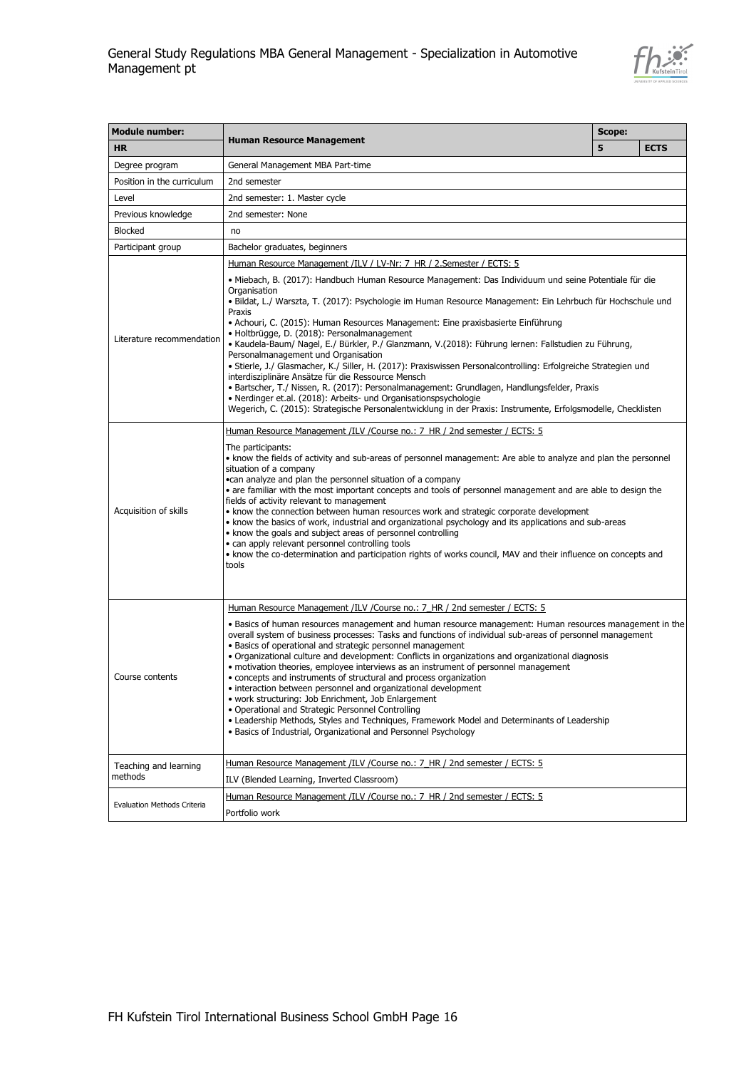| Module number: | Human Resource Management | Scope: | |
|---|---|---|---|
| HR | | 5 | ECTS |
| Degree program | General Management MBA Part-time | | |
| Position in the curriculum | 2nd semester | | |
| Level | 2nd semester: 1. Master cycle | | |
| Previous knowledge | 2nd semester: None | | |
| Blocked | no | | |
| Participant group | Bachelor graduates, beginners | | |
| Literature recommendation | Human Resource Management /ILV / LV-Nr: 7_HR / 2.Semester / ECTS: 5<br><br>• Miebach, B. (2017): Handbuch Human Resource Management: Das Individuum und seine Potentiale für die Organisation<br>• Bildat, L./ Warszta, T. (2017): Psychologie im Human Resource Management: Ein Lehrbuch für Hochschule und Praxis<br>• Achouri, C. (2015): Human Resources Management: Eine praxisbasierte Einführung<br>• Holtbrügge, D. (2018): Personalmanagement<br>• Kaudela-Baum/ Nagel, E./ Bürkler, P./ Glanzmann, V.(2018): Führung lernen: Fallstudien zu Führung, Personalmanagement und Organisation<br>• Stierle, J./ Glasmacher, K./ Siller, H. (2017): Praxiswissen Personalcontrolling: Erfolgreiche Strategien und interdisziplinäre Ansätze für die Ressource Mensch<br>• Bartscher, T./ Nissen, R. (2017): Personalmanagement: Grundlagen, Handlungsfelder, Praxis<br>• Nerdinger et.al. (2018): Arbeits- und Organisationspsychologie<br>Wegerich, C. (2015): Strategische Personalentwicklung in der Praxis: Instrumente, Erfolgsmodelle, Checklisten | | |
| Acquisition of skills | Human Resource Management /ILV /Course no.: 7_HR / 2nd semester / ECTS: 5<br><br>The participants:<br>• know the fields of activity and sub-areas of personnel management: Are able to analyze and plan the personnel situation of a company<br>•can analyze and plan the personnel situation of a company<br>• are familiar with the most important concepts and tools of personnel management and are able to design the fields of activity relevant to management<br>• know the connection between human resources work and strategic corporate development<br>• know the basics of work, industrial and organizational psychology and its applications and sub-areas<br>• know the goals and subject areas of personnel controlling<br>• can apply relevant personnel controlling tools<br>• know the co-determination and participation rights of works council, MAV and their influence on concepts and tools | | |
| Course contents | Human Resource Management /ILV /Course no.: 7_HR / 2nd semester / ECTS: 5<br><br>• Basics of human resources management and human resource management: Human resources management in the overall system of business processes: Tasks and functions of individual sub-areas of personnel management<br>• Basics of operational and strategic personnel management<br>• Organizational culture and development: Conflicts in organizations and organizational diagnosis<br>• motivation theories, employee interviews as an instrument of personnel management<br>• concepts and instruments of structural and process organization<br>• interaction between personnel and organizational development<br>• work structuring: Job Enrichment, Job Enlargement<br>• Operational and Strategic Personnel Controlling<br>• Leadership Methods, Styles and Techniques, Framework Model and Determinants of Leadership<br>• Basics of Industrial, Organizational and Personnel Psychology | | |
| Teaching and learning methods | Human Resource Management /ILV /Course no.: 7_HR / 2nd semester / ECTS: 5<br><br>ILV (Blended Learning, Inverted Classroom) | | |
| Evaluation Methods Criteria | Human Resource Management /ILV /Course no.: 7_HR / 2nd semester / ECTS: 5<br><br>Portfolio work | | |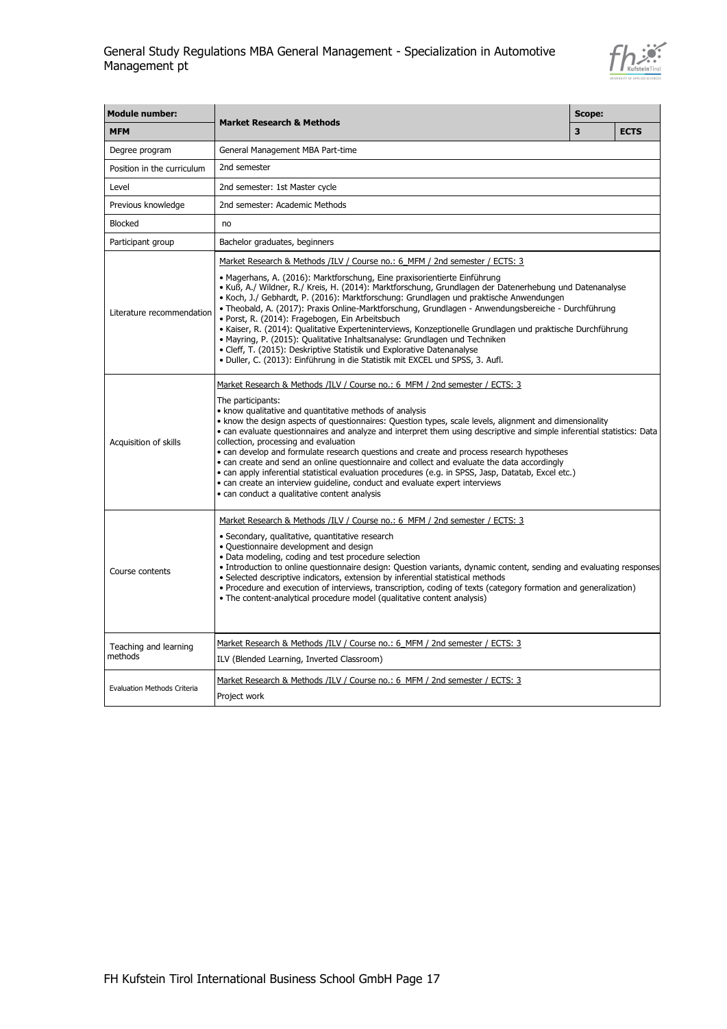| Module number: | Market Research & Methods | Scope: | |
|---|---|---|---|
| **MFM** | | **3** | **ECTS** |
| Degree program | General Management MBA Part-time | | |
| Position in the curriculum | 2nd semester | | |
| Level | 2nd semester: 1st Master cycle | | |
| Previous knowledge | 2nd semester: Academic Methods | | |
| Blocked | no | | |
| Participant group | Bachelor graduates, beginners | | |
| Literature recommendation | Market Research & Methods /ILV / Course no.: 6_MFM / 2nd semester / ECTS: 3<br><br>• Magerhans, A. (2016): Marktforschung, Eine praxisorientierte Einführung<br>• Kuß, A./ Wildner, R./ Kreis, H. (2014): Marktforschung, Grundlagen der Datenerhebung und Datenanalyse<br>• Koch, J./ Gebhardt, P. (2016): Marktforschung: Grundlagen und praktische Anwendungen<br>• Theobald, A. (2017): Praxis Online-Marktforschung, Grundlagen - Anwendungsbereiche - Durchführung<br>• Porst, R. (2014): Fragebogen, Ein Arbeitsbuch<br>• Kaiser, R. (2014): Qualitative Experteninterviews, Konzeptionelle Grundlagen und praktische Durchführung<br>• Mayring, P. (2015): Qualitative Inhaltsanalyse: Grundlagen und Techniken<br>• Cleff, T. (2015): Deskriptive Statistik und Explorative Datenanalyse<br>• Duller, C. (2013): Einführung in die Statistik mit EXCEL und SPSS, 3. Aufl. | | |
| Acquisition of skills | Market Research & Methods /ILV / Course no.: 6_MFM / 2nd semester / ECTS: 3<br><br>The participants:<br>• know qualitative and quantitative methods of analysis<br>• know the design aspects of questionnaires: Question types, scale levels, alignment and dimensionality<br>• can evaluate questionnaires and analyze and interpret them using descriptive and simple inferential statistics: Data collection, processing and evaluation<br>• can develop and formulate research questions and create and process research hypotheses<br>• can create and send an online questionnaire and collect and evaluate the data accordingly<br>• can apply inferential statistical evaluation procedures (e.g. in SPSS, Jasp, Datatab, Excel etc.)<br>• can create an interview guideline, conduct and evaluate expert interviews<br>• can conduct a qualitative content analysis | | |
| Course contents | Market Research & Methods /ILV / Course no.: 6_MFM / 2nd semester / ECTS: 3<br><br>• Secondary, qualitative, quantitative research<br>• Questionnaire development and design<br>• Data modeling, coding and test procedure selection<br>• Introduction to online questionnaire design: Question variants, dynamic content, sending and evaluating responses<br>• Selected descriptive indicators, extension by inferential statistical methods<br>• Procedure and execution of interviews, transcription, coding of texts (category formation and generalization)<br>• The content-analytical procedure model (qualitative content analysis) | | |
| Teaching and learning methods | Market Research & Methods /ILV / Course no.: 6_MFM / 2nd semester / ECTS: 3<br><br>ILV (Blended Learning, Inverted Classroom) | | |
| Evaluation Methods Criteria | Market Research & Methods /ILV / Course no.: 6_MFM / 2nd semester / ECTS: 3<br><br>Project work | | |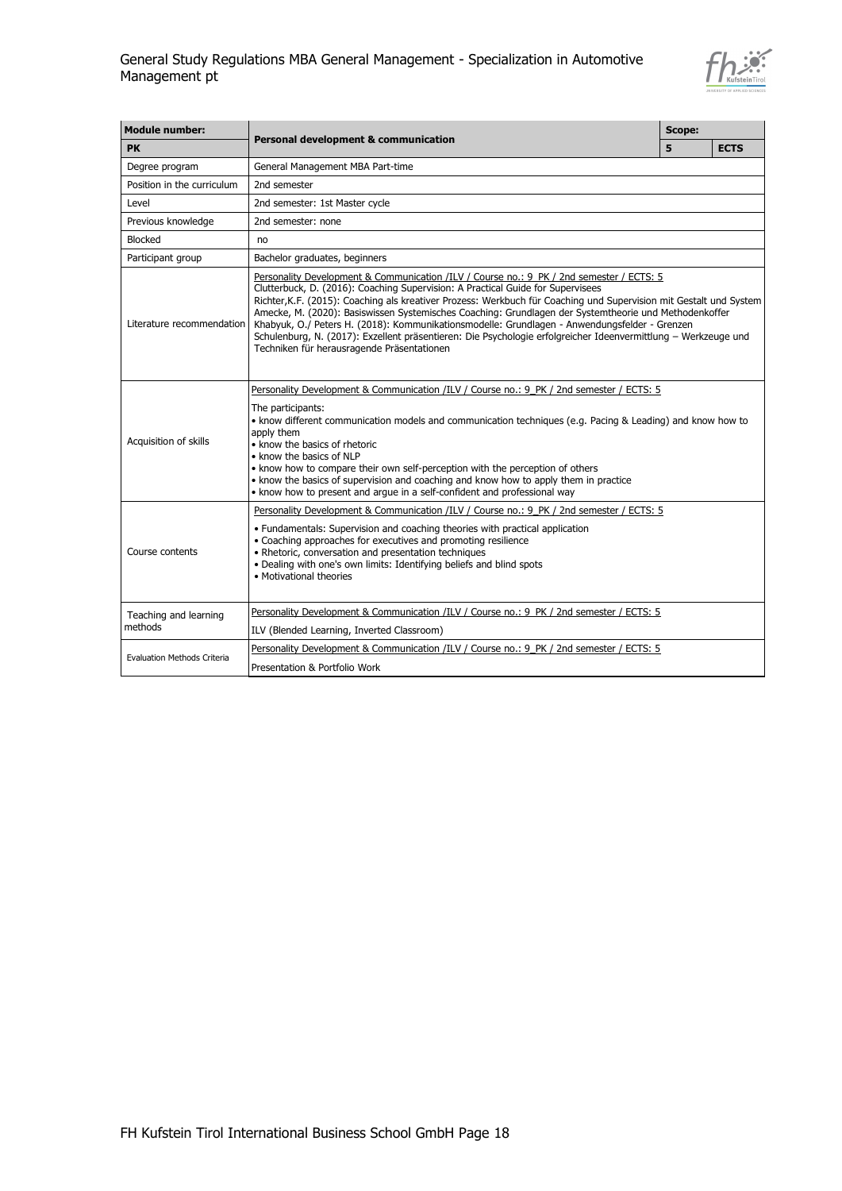| Module number: | Personal development & communication | Scope: | |
|---|---|---|---|
| **PK** | | **5** | **ECTS** |
| Degree program | General Management MBA Part-time | | |
| Position in the curriculum | 2nd semester | | |
| Level | 2nd semester: 1st Master cycle | | |
| Previous knowledge | 2nd semester: none | | |
| Blocked | no | | |
| Participant group | Bachelor graduates, beginners | | |
| Literature recommendation | Personality Development & Communication /ILV / Course no.: 9_PK / 2nd semester / ECTS: 5<br>Clutterbuck, D. (2016): Coaching Supervision: A Practical Guide for Supervisees<br>Richter,K.F. (2015): Coaching als kreativer Prozess: Werkbuch für Coaching und Supervision mit Gestalt und System<br>Amecke, M. (2020): Basiswissen Systemisches Coaching: Grundlagen der Systemtheorie und Methodenkoffer<br>Khabyuk, O./ Peters H. (2018): Kommunikationsmodelle: Grundlagen - Anwendungsfelder - Grenzen<br>Schulenburg, N. (2017): Exzellent präsentieren: Die Psychologie erfolgreicher Ideenvermittlung – Werkzeuge und Techniken für herausragende Präsentationen | | |
| Acquisition of skills | Personality Development & Communication /ILV / Course no.: 9_PK / 2nd semester / ECTS: 5<br>The participants:<br>• know different communication models and communication techniques (e.g. Pacing & Leading) and know how to apply them<br>• know the basics of rhetoric<br>• know the basics of NLP<br>• know how to compare their own self-perception with the perception of others<br>• know the basics of supervision and coaching and know how to apply them in practice<br>• know how to present and argue in a self-confident and professional way | | |
| Course contents | Personality Development & Communication /ILV / Course no.: 9_PK / 2nd semester / ECTS: 5<br>• Fundamentals: Supervision and coaching theories with practical application<br>• Coaching approaches for executives and promoting resilience<br>• Rhetoric, conversation and presentation techniques<br>• Dealing with one's own limits: Identifying beliefs and blind spots<br>• Motivational theories | | |
| Teaching and learning methods | Personality Development & Communication /ILV / Course no.: 9_PK / 2nd semester / ECTS: 5<br>ILV (Blended Learning, Inverted Classroom) | | |
| Evaluation Methods Criteria | Personality Development & Communication /ILV / Course no.: 9_PK / 2nd semester / ECTS: 5<br>Presentation & Portfolio Work | | |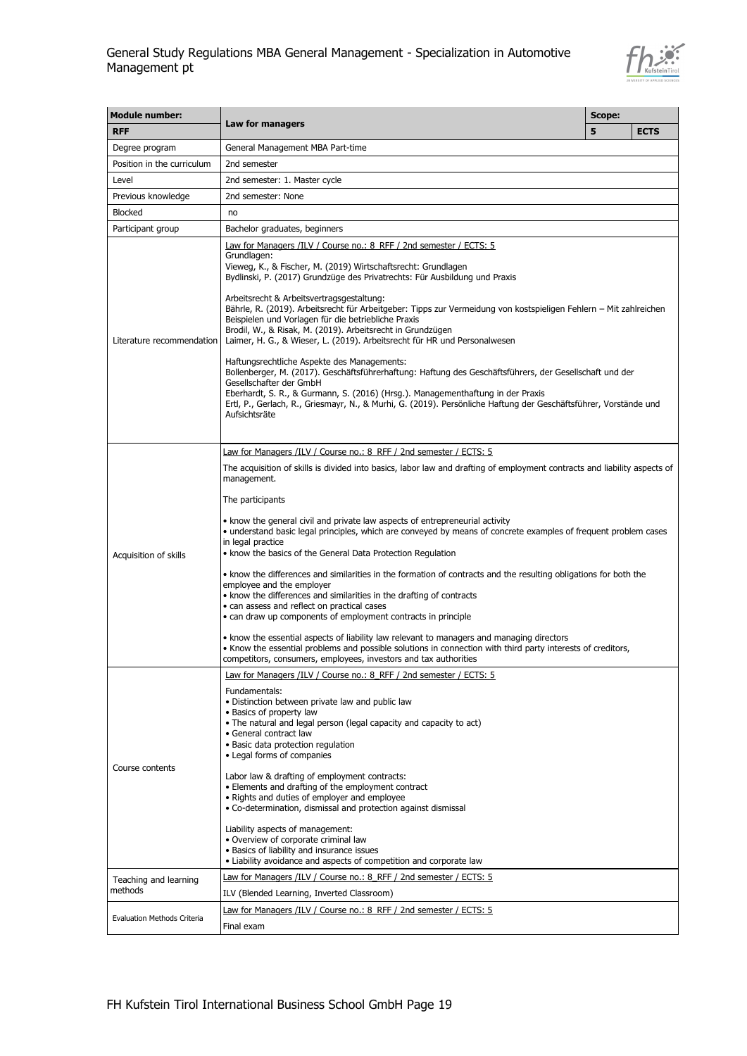| Module number: | Law for managers | Scope: | |
|---|---|---|---|
| **RFF** | | **5** | **ECTS** |
| Degree program | General Management MBA Part-time | | |
| Position in the curriculum | 2nd semester | | |
| Level | 2nd semester: 1. Master cycle | | |
| Previous knowledge | 2nd semester: None | | |
| Blocked | no | | |
| Participant group | Bachelor graduates, beginners | | |
| Literature recommendation | Law for Managers /ILV / Course no.: 8_RFF / 2nd semester / ECTS: 5<br>Grundlagen:<br>Vieweg, K., & Fischer, M. (2019) Wirtschaftsrecht: Grundlagen<br>Bydlinski, P. (2017) Grundzüge des Privatrechts: Für Ausbildung und Praxis<br><br>Arbeitsrecht & Arbeitsvertragsgestaltung:<br>Bährle, R. (2019). Arbeitsrecht für Arbeitgeber: Tipps zur Vermeidung von kostspieligen Fehlern – Mit zahlreichen Beispielen und Vorlagen für die betriebliche Praxis<br>Brodil, W., & Risak, M. (2019). Arbeitsrecht in Grundzügen<br>Laimer, H. G., & Wieser, L. (2019). Arbeitsrecht für HR und Personalwesen<br><br>Haftungsrechtliche Aspekte des Managements:<br>Bollenberger, M. (2017). Geschäftsführerhaftung: Haftung des Geschäftsführers, der Gesellschaft und der Gesellschafter der GmbH<br>Eberhardt, S. R., & Gurmann, S. (2016) (Hrsg.). Managementhaftung in der Praxis<br>Ertl, P., Gerlach, R., Griesmayr, N., & Murhi, G. (2019). Persönliche Haftung der Geschäftsführer, Vorstände und Aufsichtsräte | | |
| Acquisition of skills | Law for Managers /ILV / Course no.: 8_RFF / 2nd semester / ECTS: 5<br><br>The acquisition of skills is divided into basics, labor law and drafting of employment contracts and liability aspects of management.<br><br>The participants<br><br>• know the general civil and private law aspects of entrepreneurial activity<br>• understand basic legal principles, which are conveyed by means of concrete examples of frequent problem cases in legal practice<br>• know the basics of the General Data Protection Regulation<br><br>• know the differences and similarities in the formation of contracts and the resulting obligations for both the employee and the employer<br>• know the differences and similarities in the drafting of contracts<br>• can assess and reflect on practical cases<br>• can draw up components of employment contracts in principle<br><br>• know the essential aspects of liability law relevant to managers and managing directors<br>• Know the essential problems and possible solutions in connection with third party interests of creditors, competitors, consumers, employees, investors and tax authorities | | |
| Course contents | Law for Managers /ILV / Course no.: 8_RFF / 2nd semester / ECTS: 5<br><br>Fundamentals:<br>• Distinction between private law and public law<br>• Basics of property law<br>• The natural and legal person (legal capacity and capacity to act)<br>• General contract law<br>• Basic data protection regulation<br>• Legal forms of companies<br><br>Labor law & drafting of employment contracts:<br>• Elements and drafting of the employment contract<br>• Rights and duties of employer and employee<br>• Co-determination, dismissal and protection against dismissal<br><br>Liability aspects of management:<br>• Overview of corporate criminal law<br>• Basics of liability and insurance issues<br>• Liability avoidance and aspects of competition and corporate law | | |
| Teaching and learning methods | Law for Managers /ILV / Course no.: 8_RFF / 2nd semester / ECTS: 5<br>ILV (Blended Learning, Inverted Classroom) | | |
| Evaluation Methods Criteria | Law for Managers /ILV / Course no.: 8_RFF / 2nd semester / ECTS: 5<br>Final exam | | |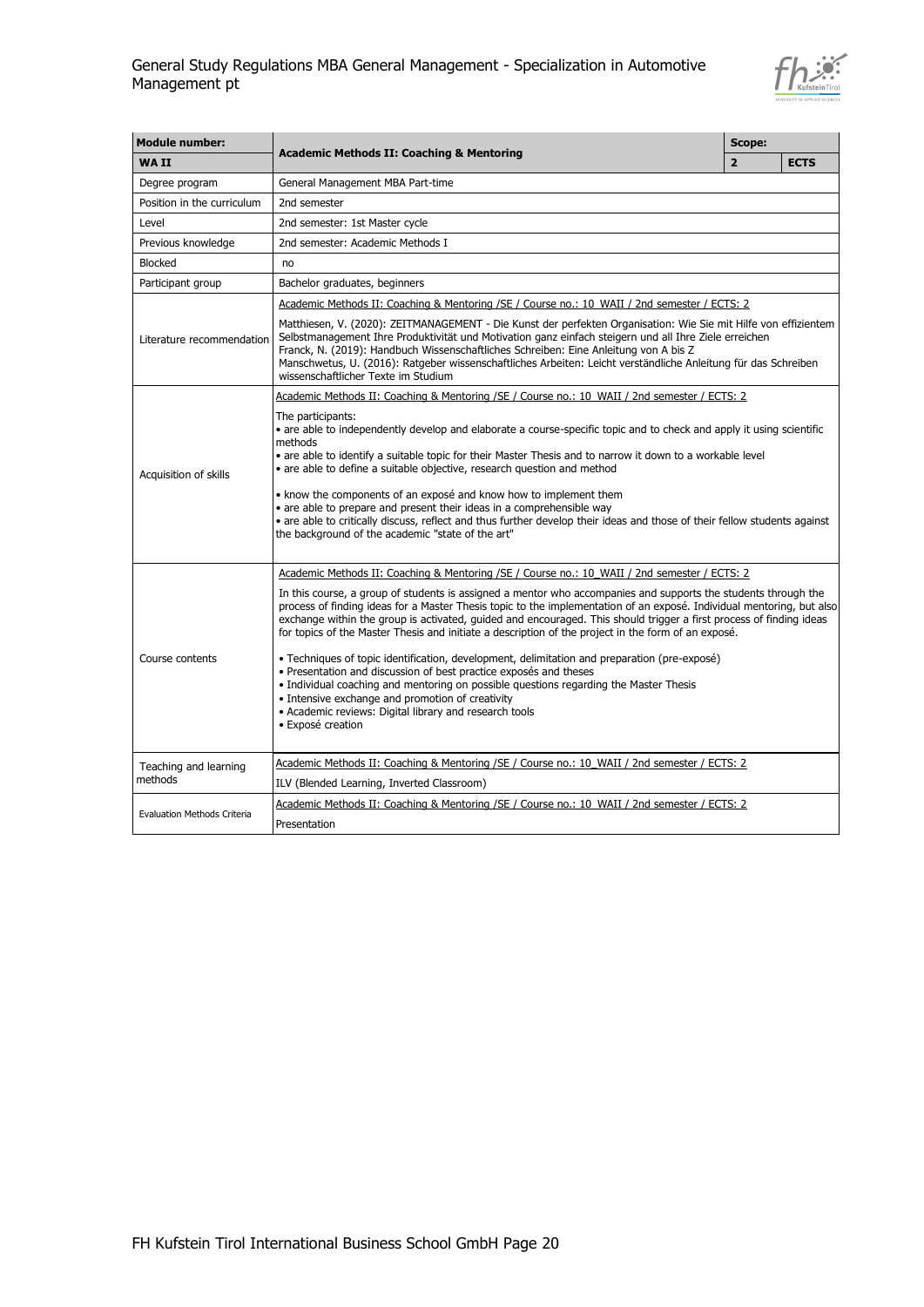| **Module number:** | **Academic Methods II: Coaching & Mentoring** | **Scope:** | |
|---|---|---|---|
| **WA II** | | **2** | **ECTS** |
| Degree program | General Management MBA Part-time | | |
| Position in the curriculum | 2nd semester | | |
| Level | 2nd semester: 1st Master cycle | | |
| Previous knowledge | 2nd semester: Academic Methods I | | |
| Blocked | no | | |
| Participant group | Bachelor graduates, beginners | | |
| Literature recommendation | Academic Methods II: Coaching & Mentoring /SE / Course no.: 10_WAII / 2nd semester / ECTS: 2<br><br>Matthiesen, V. (2020): ZEITMANAGEMENT - Die Kunst der perfekten Organisation: Wie Sie mit Hilfe von effizientem Selbstmanagement Ihre Produktivität und Motivation ganz einfach steigern und all Ihre Ziele erreichen<br>Franck, N. (2019): Handbuch Wissenschaftliches Schreiben: Eine Anleitung von A bis Z<br>Manschwetus, U. (2016): Ratgeber wissenschaftliches Arbeiten: Leicht verständliche Anleitung für das Schreiben wissenschaftlicher Texte im Studium | | |
| Acquisition of skills | Academic Methods II: Coaching & Mentoring /SE / Course no.: 10_WAII / 2nd semester / ECTS: 2<br><br>The participants:<br>• are able to independently develop and elaborate a course-specific topic and to check and apply it using scientific methods<br>• are able to identify a suitable topic for their Master Thesis and to narrow it down to a workable level<br>• are able to define a suitable objective, research question and method<br><br>• know the components of an exposé and know how to implement them<br>• are able to prepare and present their ideas in a comprehensible way<br>• are able to critically discuss, reflect and thus further develop their ideas and those of their fellow students against the background of the academic "state of the art" | | |
| Course contents | Academic Methods II: Coaching & Mentoring /SE / Course no.: 10_WAII / 2nd semester / ECTS: 2<br><br>In this course, a group of students is assigned a mentor who accompanies and supports the students through the process of finding ideas for a Master Thesis topic to the implementation of an exposé. Individual mentoring, but also exchange within the group is activated, guided and encouraged. This should trigger a first process of finding ideas for topics of the Master Thesis and initiate a description of the project in the form of an exposé.<br><br>• Techniques of topic identification, development, delimitation and preparation (pre-exposé)<br>• Presentation and discussion of best practice exposés and theses<br>• Individual coaching and mentoring on possible questions regarding the Master Thesis<br>• Intensive exchange and promotion of creativity<br>• Academic reviews: Digital library and research tools<br>• Exposé creation | | |
| Teaching and learning methods | Academic Methods II: Coaching & Mentoring /SE / Course no.: 10_WAII / 2nd semester / ECTS: 2<br><br>ILV (Blended Learning, Inverted Classroom) | | |
| Evaluation Methods Criteria | Academic Methods II: Coaching & Mentoring /SE / Course no.: 10_WAII / 2nd semester / ECTS: 2<br><br>Presentation | | |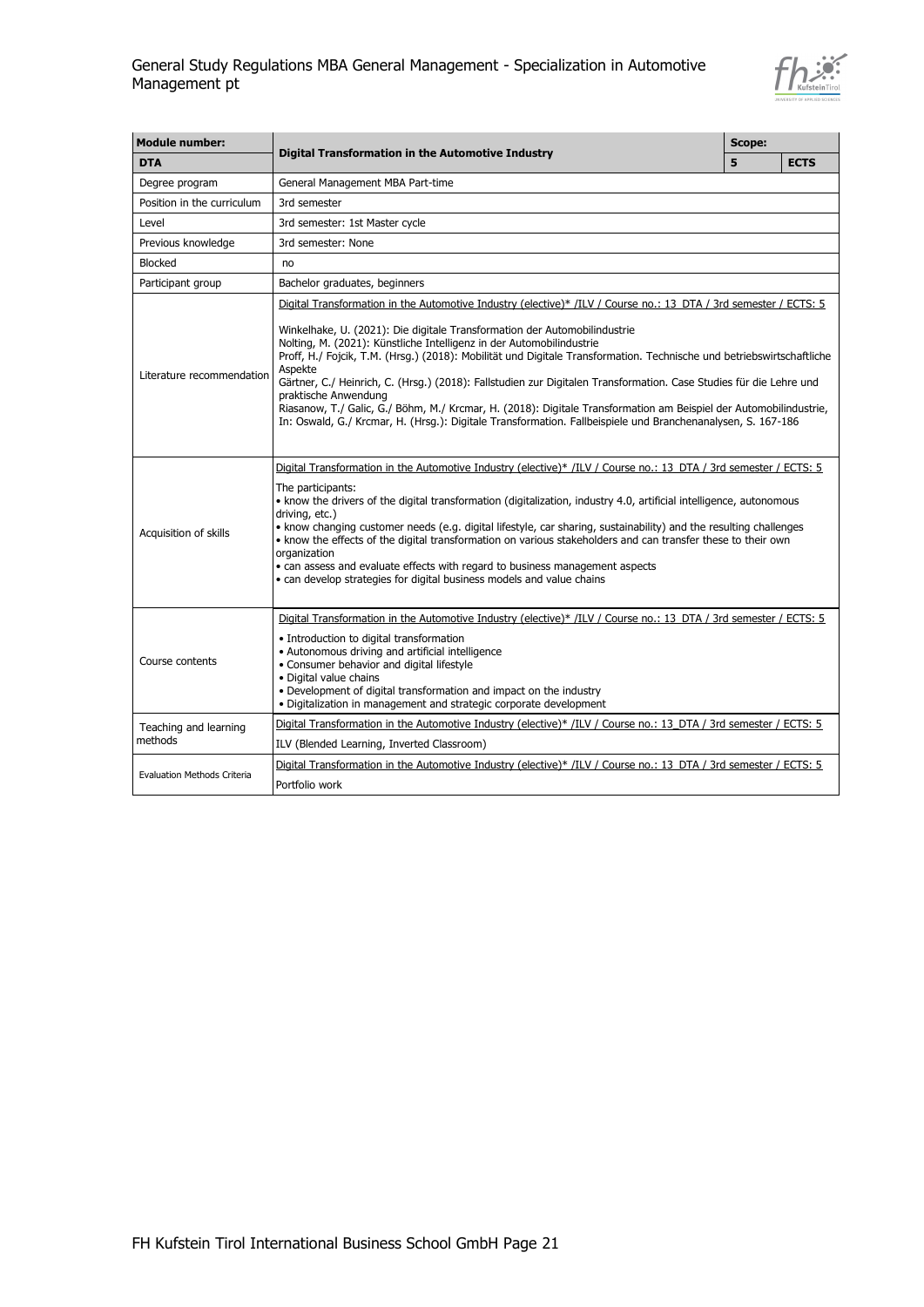| **Module number:** | **Digital Transformation in the Automotive Industry** | **Scope:** | |
|---|---|---|---|
| **DTA** | | **5** | **ECTS** |
| Degree program | General Management MBA Part-time | | |
| Position in the curriculum | 3rd semester | | |
| Level | 3rd semester: 1st Master cycle | | |
| Previous knowledge | 3rd semester: None | | |
| Blocked | no | | |
| Participant group | Bachelor graduates, beginners | | |
| Literature recommendation | Digital Transformation in the Automotive Industry (elective)* /ILV / Course no.: 13_DTA / 3rd semester / ECTS: 5<br><br>Winkelhake, U. (2021): Die digitale Transformation der Automobilindustrie<br>Nolting, M. (2021): Künstliche Intelligenz in der Automobilindustrie<br>Proff, H./ Fojcik, T.M. (Hrsg.) (2018): Mobilität und Digitale Transformation. Technische und betriebswirtschaftliche Aspekte<br>Gärtner, C./ Heinrich, C. (Hrsg.) (2018): Fallstudien zur Digitalen Transformation. Case Studies für die Lehre und praktische Anwendung<br>Riasanow, T./ Galic, G./ Böhm, M./ Krcmar, H. (2018): Digitale Transformation am Beispiel der Automobilindustrie, In: Oswald, G./ Krcmar, H. (Hrsg.): Digitale Transformation. Fallbeispiele und Branchenanalysen, S. 167-186 | | |
| Acquisition of skills | Digital Transformation in the Automotive Industry (elective)* /ILV / Course no.: 13_DTA / 3rd semester / ECTS: 5<br><br>The participants:<br>• know the drivers of the digital transformation (digitalization, industry 4.0, artificial intelligence, autonomous driving, etc.)<br>• know changing customer needs (e.g. digital lifestyle, car sharing, sustainability) and the resulting challenges<br>• know the effects of the digital transformation on various stakeholders and can transfer these to their own organization<br>• can assess and evaluate effects with regard to business management aspects<br>• can develop strategies for digital business models and value chains | | |
| Course contents | Digital Transformation in the Automotive Industry (elective)* /ILV / Course no.: 13_DTA / 3rd semester / ECTS: 5<br><br>• Introduction to digital transformation<br>• Autonomous driving and artificial intelligence<br>• Consumer behavior and digital lifestyle<br>• Digital value chains<br>• Development of digital transformation and impact on the industry<br>• Digitalization in management and strategic corporate development | | |
| Teaching and learning methods | Digital Transformation in the Automotive Industry (elective)* /ILV / Course no.: 13_DTA / 3rd semester / ECTS: 5<br><br>ILV (Blended Learning, Inverted Classroom) | | |
| Evaluation Methods Criteria | Digital Transformation in the Automotive Industry (elective)* /ILV / Course no.: 13_DTA / 3rd semester / ECTS: 5<br><br>Portfolio work | | |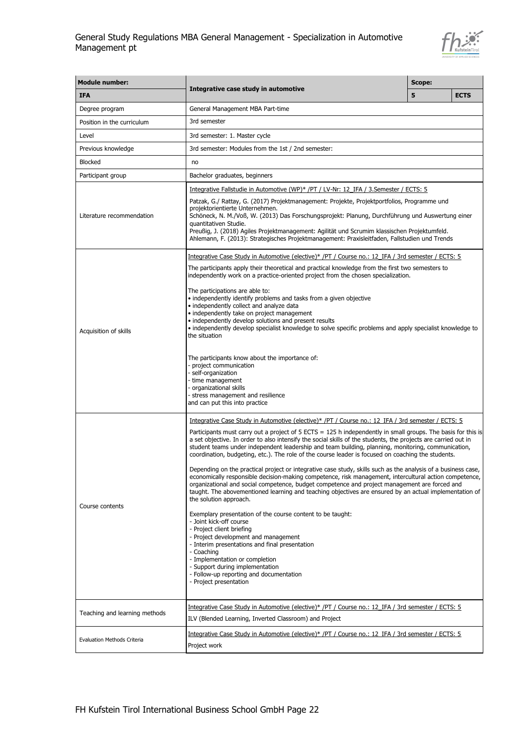| Module number: | Integrative case study in automotive | Scope: | |
|---|---|---|---|
| IFA | | 5 | ECTS |
| Degree program | General Management MBA Part-time | | |
| Position in the curriculum | 3rd semester | | |
| Level | 3rd semester: 1. Master cycle | | |
| Previous knowledge | 3rd semester: Modules from the 1st / 2nd semester: | | |
| Blocked | no | | |
| Participant group | Bachelor graduates, beginners | | |
| Literature recommendation | Integrative Fallstudie in Automotive (WP)* /PT / LV-Nr: 12_IFA / 3.Semester / ECTS: 5<br><br>Patzak, G./ Rattay, G. (2017) Projektmanagement: Projekte, Projektportfolios, Programme und projektorientierte Unternehmen.<br>Schöneck, N. M./Voß, W. (2013) Das Forschungsprojekt: Planung, Durchführung und Auswertung einer quantitativen Studie.<br>Preußig, J. (2018) Agiles Projektmanagement: Agilität und Scrumim klassischen Projektumfeld.<br>Ahlemann, F. (2013): Strategisches Projektmanagement: Praxisleitfaden, Fallstudien und Trends | | |
| Acquisition of skills | Integrative Case Study in Automotive (elective)* /PT / Course no.: 12_IFA / 3rd semester / ECTS: 5<br><br>The participants apply their theoretical and practical knowledge from the first two semesters to independently work on a practice-oriented project from the chosen specialization.<br><br>The participations are able to:<br>• independently identify problems and tasks from a given objective<br>• independently collect and analyze data<br>• independently take on project management<br>• independently develop solutions and present results<br>• independently develop specialist knowledge to solve specific problems and apply specialist knowledge to the situation<br><br>The participants know about the importance of:<br>- project communication<br>- self-organization<br>- time management<br>- organizational skills<br>- stress management and resilience<br>and can put this into practice | | |
| Course contents | Integrative Case Study in Automotive (elective)* /PT / Course no.: 12_IFA / 3rd semester / ECTS: 5<br><br>Participants must carry out a project of 5 ECTS = 125 h independently in small groups. The basis for this is a set objective. In order to also intensify the social skills of the students, the projects are carried out in student teams under independent leadership and team building, planning, monitoring, communication, coordination, budgeting, etc.). The role of the course leader is focused on coaching the students.<br><br>Depending on the practical project or integrative case study, skills such as the analysis of a business case, economically responsible decision-making competence, risk management, intercultural action competence, organizational and social competence, budget competence and project management are forced and taught. The abovementioned learning and teaching objectives are ensured by an actual implementation of the solution approach.<br><br>Exemplary presentation of the course content to be taught:<br>- Joint kick-off course<br>- Project client briefing<br>- Project development and management<br>- Interim presentations and final presentation<br>- Coaching<br>- Implementation or completion<br>- Support during implementation<br>- Follow-up reporting and documentation<br>- Project presentation | | |
| Teaching and learning methods | Integrative Case Study in Automotive (elective)* /PT / Course no.: 12_IFA / 3rd semester / ECTS: 5<br><br>ILV (Blended Learning, Inverted Classroom) and Project | | |
| Evaluation Methods Criteria | Integrative Case Study in Automotive (elective)* /PT / Course no.: 12_IFA / 3rd semester / ECTS: 5<br><br>Project work | | |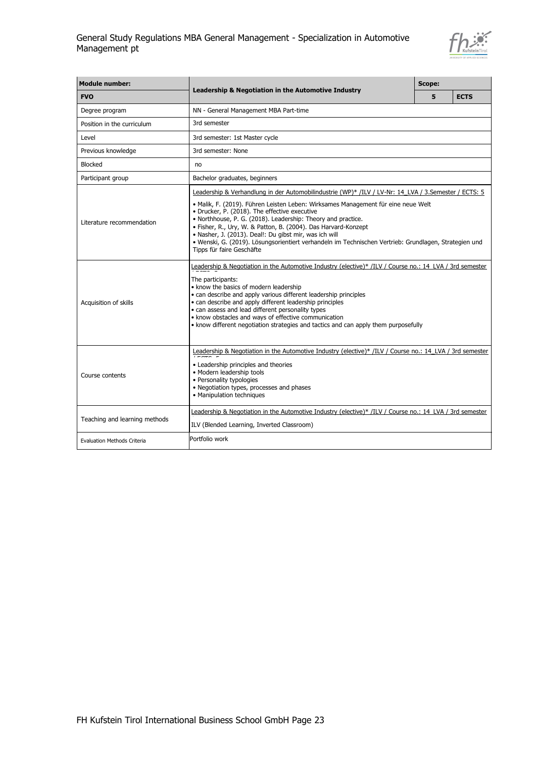| Module number: | Leadership & Negotiation in the Automotive Industry | Scope: | |
|---|---|---|---|
| **FVO** | | **5** | **ECTS** |
| Degree program | NN - General Management MBA Part-time | | |
| Position in the curriculum | 3rd semester | | |
| Level | 3rd semester: 1st Master cycle | | |
| Previous knowledge | 3rd semester: None | | |
| Blocked | no | | |
| Participant group | Bachelor graduates, beginners | | |
| Literature recommendation | Leadership & Verhandlung in der Automobilindustrie (WP)* /ILV / LV-Nr: 14_LVA / 3.Semester / ECTS: 5<br>• Malik, F. (2019). Führen Leisten Leben: Wirksames Management für eine neue Welt<br>• Drucker, P. (2018). The effective executive<br>• Northhouse, P. G. (2018). Leadership: Theory and practice.<br>• Fisher, R., Ury, W. & Patton, B. (2004). Das Harvard-Konzept<br>• Nasher, J. (2013). Deal!: Du gibst mir, was ich will<br>• Wenski, G. (2019). Lösungsorientiert verhandeln im Technischen Vertrieb: Grundlagen, Strategien und Tipps für faire Geschäfte | | |
| Acquisition of skills | Leadership & Negotiation in the Automotive Industry (elective)* /ILV / Course no.: 14_LVA / 3rd semester / ECTS: 5<br>The participants:<br>• know the basics of modern leadership<br>• can describe and apply various different leadership principles<br>• can describe and apply different leadership principles<br>• can assess and lead different personality types<br>• know obstacles and ways of effective communication<br>• know different negotiation strategies and tactics and can apply them purposefully | | |
| Course contents | Leadership & Negotiation in the Automotive Industry (elective)* /ILV / Course no.: 14_LVA / 3rd semester / ECTS: 5<br>• Leadership principles and theories<br>• Modern leadership tools<br>• Personality typologies<br>• Negotiation types, processes and phases<br>• Manipulation techniques | | |
| Teaching and learning methods | Leadership & Negotiation in the Automotive Industry (elective)* /ILV / Course no.: 14_LVA / 3rd semester<br>ILV (Blended Learning, Inverted Classroom) | | |
| Evaluation Methods Criteria | Portfolio work | | |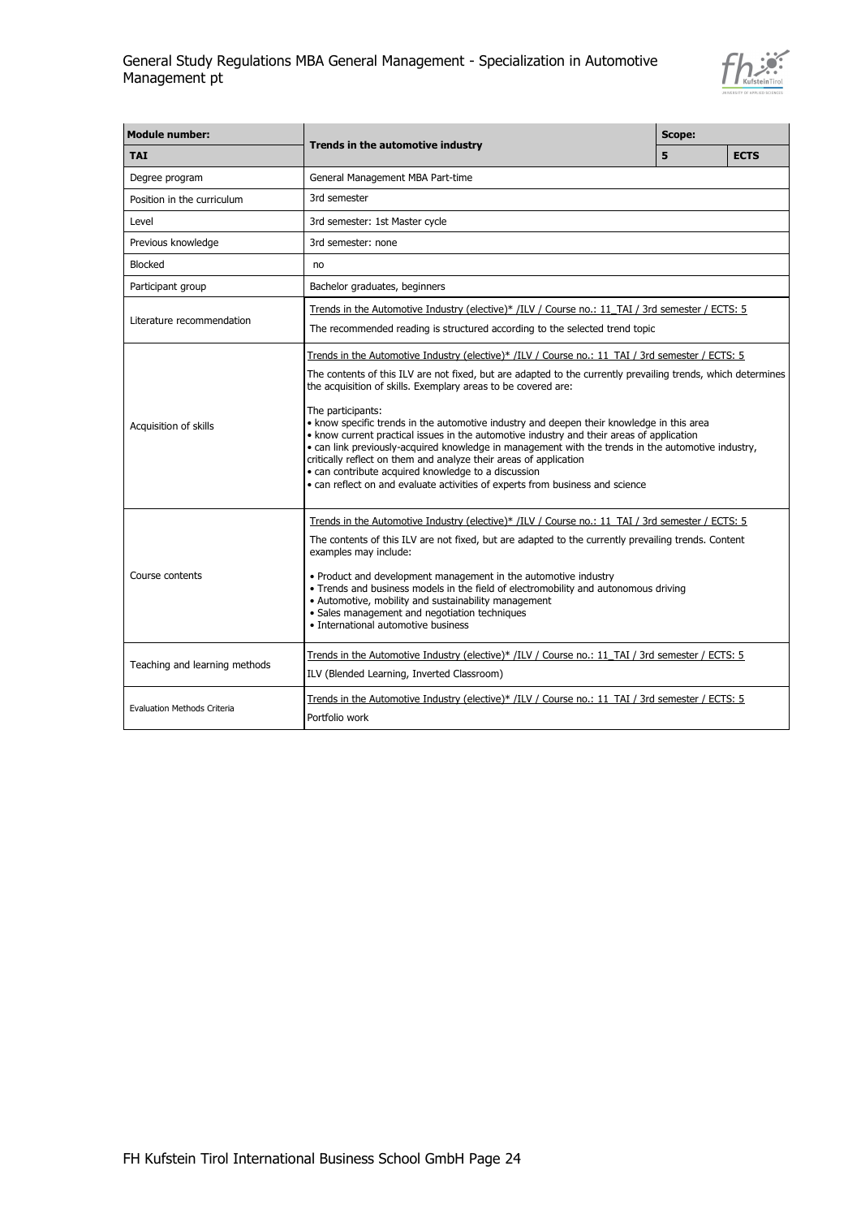| Module number: | Trends in the automotive industry | Scope: | |
|---|---|---|---|
| **TAI** | | **5** | **ECTS** |
| Degree program | General Management MBA Part-time | | |
| Position in the curriculum | 3rd semester | | |
| Level | 3rd semester: 1st Master cycle | | |
| Previous knowledge | 3rd semester: none | | |
| Blocked | no | | |
| Participant group | Bachelor graduates, beginners | | |
| Literature recommendation | Trends in the Automotive Industry (elective)* /ILV / Course no.: 11_TAI / 3rd semester / ECTS: 5<br><br>The recommended reading is structured according to the selected trend topic | | |
| Acquisition of skills | Trends in the Automotive Industry (elective)* /ILV / Course no.: 11_TAI / 3rd semester / ECTS: 5<br><br>The contents of this ILV are not fixed, but are adapted to the currently prevailing trends, which determines the acquisition of skills. Exemplary areas to be covered are:<br><br>The participants:<br>• know specific trends in the automotive industry and deepen their knowledge in this area<br>• know current practical issues in the automotive industry and their areas of application<br>• can link previously-acquired knowledge in management with the trends in the automotive industry, critically reflect on them and analyze their areas of application<br>• can contribute acquired knowledge to a discussion<br>• can reflect on and evaluate activities of experts from business and science | | |
| Course contents | Trends in the Automotive Industry (elective)* /ILV / Course no.: 11_TAI / 3rd semester / ECTS: 5<br><br>The contents of this ILV are not fixed, but are adapted to the currently prevailing trends. Content examples may include:<br><br>• Product and development management in the automotive industry<br>• Trends and business models in the field of electromobility and autonomous driving<br>• Automotive, mobility and sustainability management<br>• Sales management and negotiation techniques<br>• International automotive business | | |
| Teaching and learning methods | Trends in the Automotive Industry (elective)* /ILV / Course no.: 11_TAI / 3rd semester / ECTS: 5<br><br>ILV (Blended Learning, Inverted Classroom) | | |
| Evaluation Methods Criteria | Trends in the Automotive Industry (elective)* /ILV / Course no.: 11_TAI / 3rd semester / ECTS: 5<br><br>Portfolio work | | |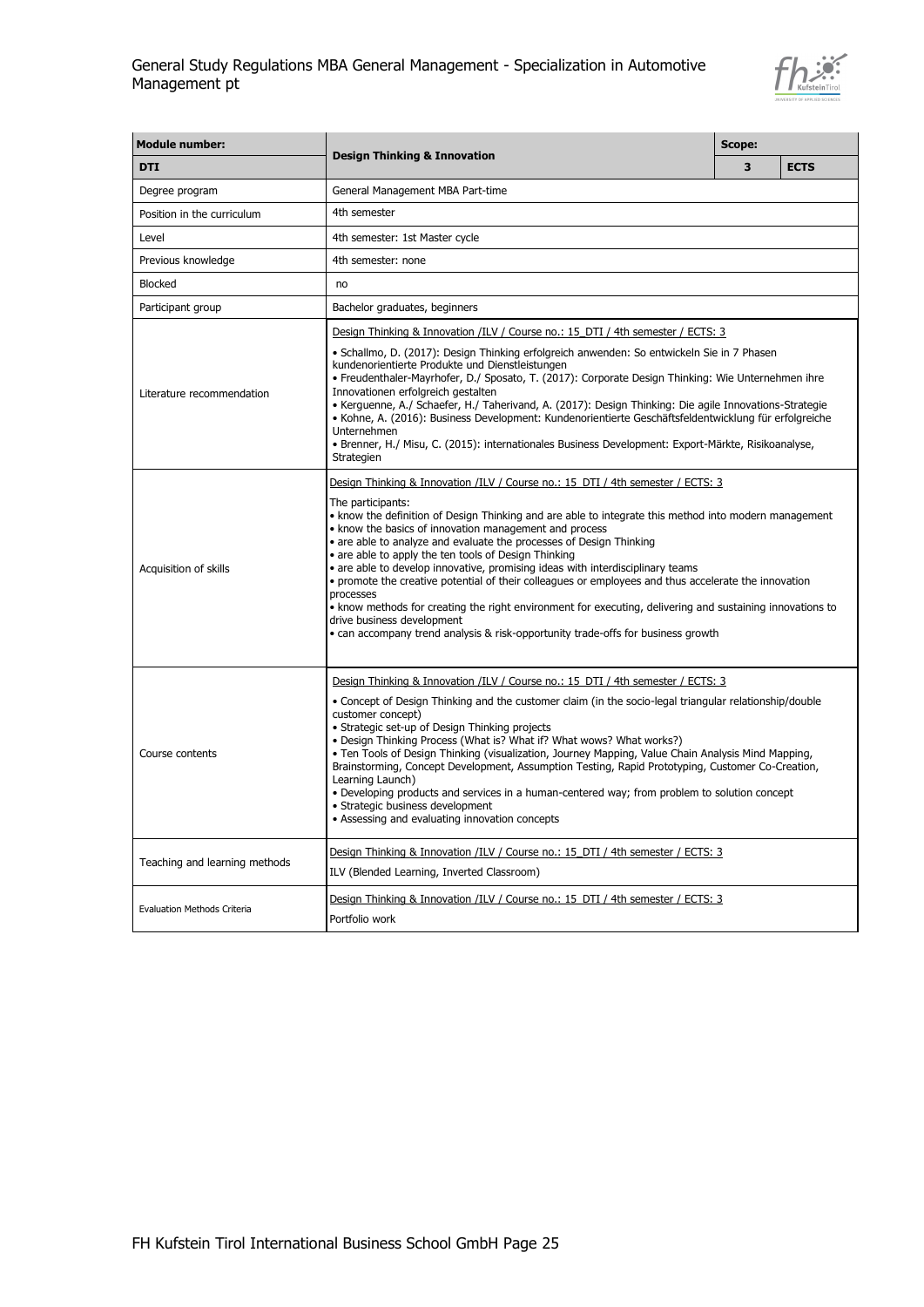| Module number: | Design Thinking & Innovation | Scope: | |
|---|---|---|---|
| **DTI** | | **3** | **ECTS** |
| Degree program | General Management MBA Part-time | | |
| Position in the curriculum | 4th semester | | |
| Level | 4th semester: 1st Master cycle | | |
| Previous knowledge | 4th semester: none | | |
| Blocked | no | | |
| Participant group | Bachelor graduates, beginners | | |
| Literature recommendation | Design Thinking & Innovation /ILV / Course no.: 15_DTI / 4th semester / ECTS: 3<br><br>• Schallmo, D. (2017): Design Thinking erfolgreich anwenden: So entwickeln Sie in 7 Phasen kundenorientierte Produkte und Dienstleistungen<br>• Freudenthaler-Mayrhofer, D./ Sposato, T. (2017): Corporate Design Thinking: Wie Unternehmen ihre Innovationen erfolgreich gestalten<br>• Kerguenne, A./ Schaefer, H./ Taherivand, A. (2017): Design Thinking: Die agile Innovations-Strategie<br>• Kohne, A. (2016): Business Development: Kundenorientierte Geschäftsfeldentwicklung für erfolgreiche Unternehmen<br>• Brenner, H./ Misu, C. (2015): internationales Business Development: Export-Märkte, Risikoanalyse, Strategien | | |
| Acquisition of skills | Design Thinking & Innovation /ILV / Course no.: 15_DTI / 4th semester / ECTS: 3<br><br>The participants:<br>• know the definition of Design Thinking and are able to integrate this method into modern management<br>• know the basics of innovation management and process<br>• are able to analyze and evaluate the processes of Design Thinking<br>• are able to apply the ten tools of Design Thinking<br>• are able to develop innovative, promising ideas with interdisciplinary teams<br>• promote the creative potential of their colleagues or employees and thus accelerate the innovation processes<br>• know methods for creating the right environment for executing, delivering and sustaining innovations to drive business development<br>• can accompany trend analysis & risk-opportunity trade-offs for business growth | | |
| Course contents | Design Thinking & Innovation /ILV / Course no.: 15_DTI / 4th semester / ECTS: 3<br><br>• Concept of Design Thinking and the customer claim (in the socio-legal triangular relationship/double customer concept)<br>• Strategic set-up of Design Thinking projects<br>• Design Thinking Process (What is? What if? What wows? What works?)<br>• Ten Tools of Design Thinking (visualization, Journey Mapping, Value Chain Analysis Mind Mapping, Brainstorming, Concept Development, Assumption Testing, Rapid Prototyping, Customer Co-Creation, Learning Launch)<br>• Developing products and services in a human-centered way; from problem to solution concept<br>• Strategic business development<br>• Assessing and evaluating innovation concepts | | |
| Teaching and learning methods | Design Thinking & Innovation /ILV / Course no.: 15_DTI / 4th semester / ECTS: 3<br><br>ILV (Blended Learning, Inverted Classroom) | | |
| Evaluation Methods Criteria | Design Thinking & Innovation /ILV / Course no.: 15_DTI / 4th semester / ECTS: 3<br><br>Portfolio work | | |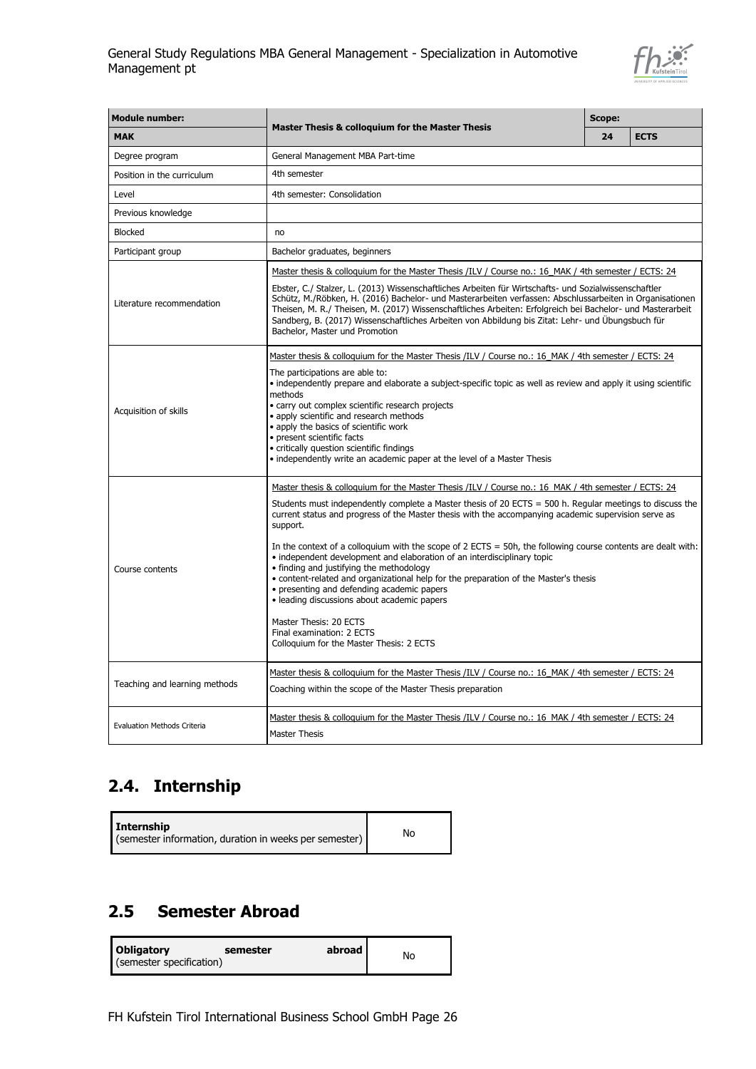| Module number: | Master Thesis & colloquium for the Master Thesis | Scope: | |
|---|---|---|---|
| **MAK** | | **24** | **ECTS** |
| Degree program | General Management MBA Part-time | | |
| Position in the curriculum | 4th semester | | |
| Level | 4th semester: Consolidation | | |
| Previous knowledge | | | |
| Blocked | no | | |
| Participant group | Bachelor graduates, beginners | | |
| Literature recommendation | Master thesis & colloquium for the Master Thesis /ILV / Course no.: 16_MAK / 4th semester / ECTS: 24<br><br>Ebster, C./ Stalzer, L. (2013) Wissenschaftliches Arbeiten für Wirtschafts- und Sozialwissenschaftler<br>Schütz, M./Röbken, H. (2016) Bachelor- und Masterarbeiten verfassen: Abschlussarbeiten in Organisationen<br>Theisen, M. R./ Theisen, M. (2017) Wissenschaftliches Arbeiten: Erfolgreich bei Bachelor- und Masterarbeit<br>Sandberg, B. (2017) Wissenschaftliches Arbeiten von Abbildung bis Zitat: Lehr- und Übungsbuch für Bachelor, Master und Promotion | | |
| Acquisition of skills | Master thesis & colloquium for the Master Thesis /ILV / Course no.: 16_MAK / 4th semester / ECTS: 24<br><br>The participations are able to:<br>• independently prepare and elaborate a subject-specific topic as well as review and apply it using scientific methods<br>• carry out complex scientific research projects<br>• apply scientific and research methods<br>• apply the basics of scientific work<br>• present scientific facts<br>• critically question scientific findings<br>• independently write an academic paper at the level of a Master Thesis | | |
| Course contents | Master thesis & colloquium for the Master Thesis /ILV / Course no.: 16_MAK / 4th semester / ECTS: 24<br><br>Students must independently complete a Master thesis of 20 ECTS = 500 h. Regular meetings to discuss the current status and progress of the Master thesis with the accompanying academic supervision serve as support.<br><br>In the context of a colloquium with the scope of 2 ECTS = 50h, the following course contents are dealt with:<br>• independent development and elaboration of an interdisciplinary topic<br>• finding and justifying the methodology<br>• content-related and organizational help for the preparation of the Master's thesis<br>• presenting and defending academic papers<br>• leading discussions about academic papers<br><br>Master Thesis: 20 ECTS<br>Final examination: 2 ECTS<br>Colloquium for the Master Thesis: 2 ECTS | | |
| Teaching and learning methods | Master thesis & colloquium for the Master Thesis /ILV / Course no.: 16_MAK / 4th semester / ECTS: 24<br><br>Coaching within the scope of the Master Thesis preparation | | |
| Evaluation Methods Criteria | Master thesis & colloquium for the Master Thesis /ILV / Course no.: 16_MAK / 4th semester / ECTS: 24<br><br>Master Thesis | | |

## 2.4. Internship

| **Internship**<br>(semester information, duration in weeks per semester) | No |
|---|---|

## 2.5 Semester Abroad

| **Obligatory semester abroad**<br>(semester specification) | No |
|---|---|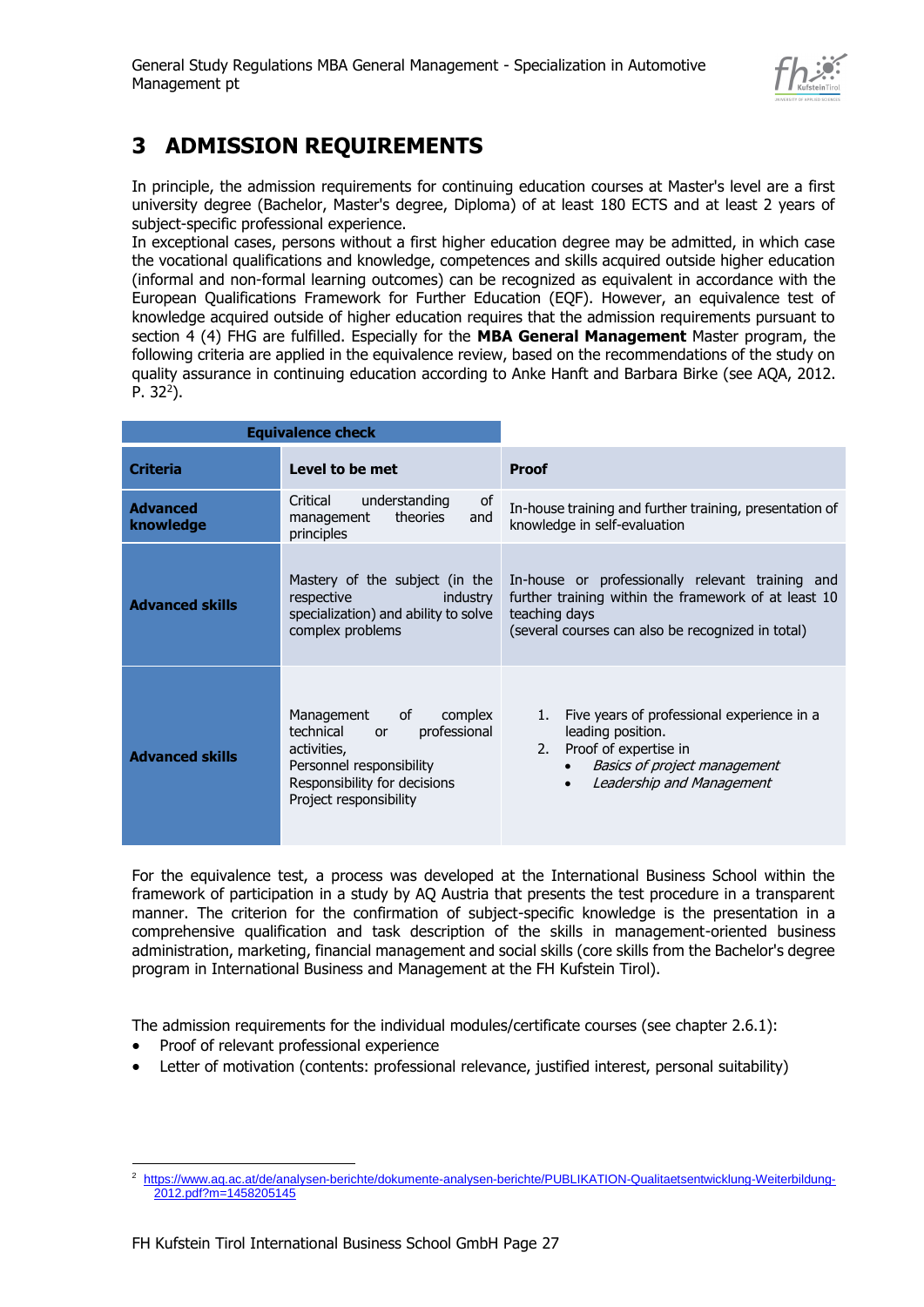# 3 ADMISSION REQUIREMENTS

In principle, the admission requirements for continuing education courses at Master's level are a first university degree (Bachelor, Master's degree, Diploma) of at least 180 ECTS and at least 2 years of subject-specific professional experience.
In exceptional cases, persons without a first higher education degree may be admitted, in which case the vocational qualifications and knowledge, competences and skills acquired outside higher education (informal and non-formal learning outcomes) can be recognized as equivalent in accordance with the European Qualifications Framework for Further Education (EQF). However, an equivalence test of knowledge acquired outside of higher education requires that the admission requirements pursuant to section 4 (4) FHG are fulfilled. Especially for the **MBA General Management** Master program, the following criteria are applied in the equivalence review, based on the recommendations of the study on quality assurance in continuing education according to Anke Hanft and Barbara Birke (see AQA, 2012. P. 32[2]).

| Equivalence check | | |
|---|---|---|
| **Criteria** | **Level to be met** | **Proof** |
| **Advanced knowledge** | Critical understanding of management theories and principles | In-house training and further training, presentation of knowledge in self-evaluation |
| **Advanced skills** | Mastery of the subject (in the respective industry specialization) and ability to solve complex problems | In-house or professionally relevant training and further training within the framework of at least 10 teaching days<br>(several courses can also be recognized in total) |
| **Advanced skills** | Management of complex technical or professional activities,<br>Personnel responsibility<br>Responsibility for decisions<br>Project responsibility | 1. Five years of professional experience in a leading position.<br>2. Proof of expertise in<br>• *Basics of project management*<br>• *Leadership and Management* |

For the equivalence test, a process was developed at the International Business School within the framework of participation in a study by AQ Austria that presents the test procedure in a transparent manner. The criterion for the confirmation of subject-specific knowledge is the presentation in a comprehensive qualification and task description of the skills in management-oriented business administration, marketing, financial management and social skills (core skills from the Bachelor's degree program in International Business and Management at the FH Kufstein Tirol).

The admission requirements for the individual modules/certificate courses (see chapter 2.6.1):

- Proof of relevant professional experience
- Letter of motivation (contents: professional relevance, justified interest, personal suitability)

[2] https://www.aq.ac.at/de/analysen-berichte/dokumente-analysen-berichte/PUBLIKATION-Qualitaetsentwicklung-Weiterbildung-2012.pdf?m=1458205145